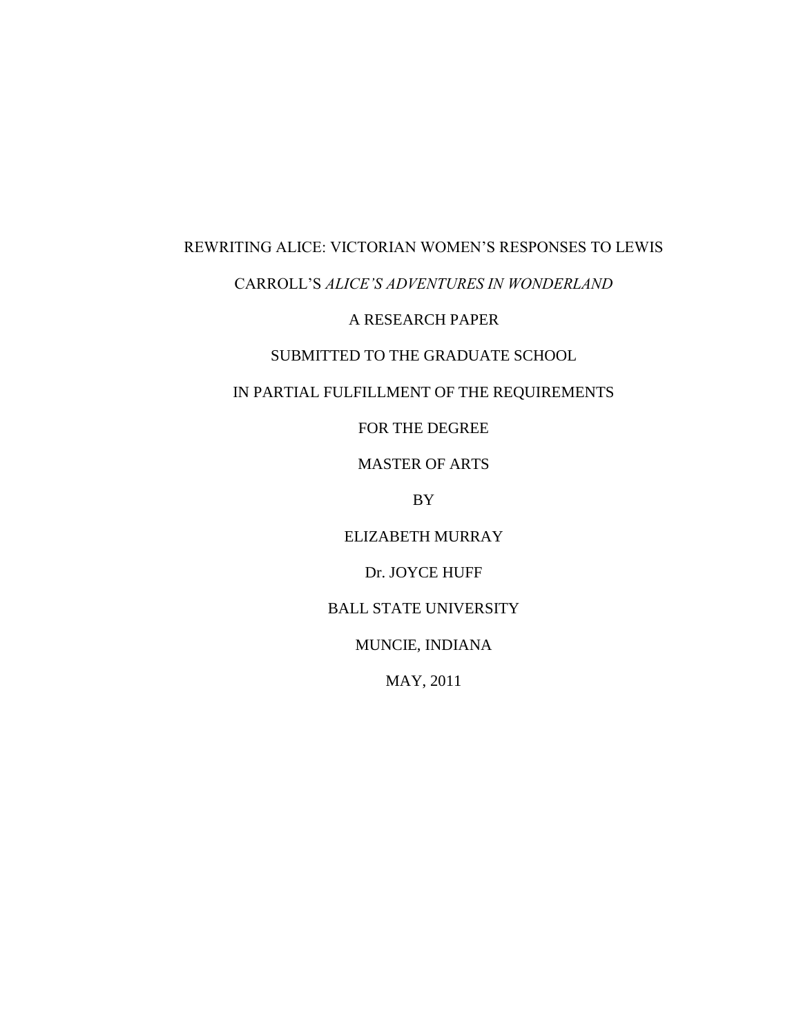# REWRITING ALICE: VICTORIAN WOMEN'S RESPONSES TO LEWIS CARROLL'S *ALICE'S ADVENTURES IN WONDERLAND*

A RESEARCH PAPER

SUBMITTED TO THE GRADUATE SCHOOL

IN PARTIAL FULFILLMENT OF THE REQUIREMENTS

FOR THE DEGREE

MASTER OF ARTS

BY

ELIZABETH MURRAY

Dr. JOYCE HUFF

BALL STATE UNIVERSITY

MUNCIE, INDIANA

MAY, 2011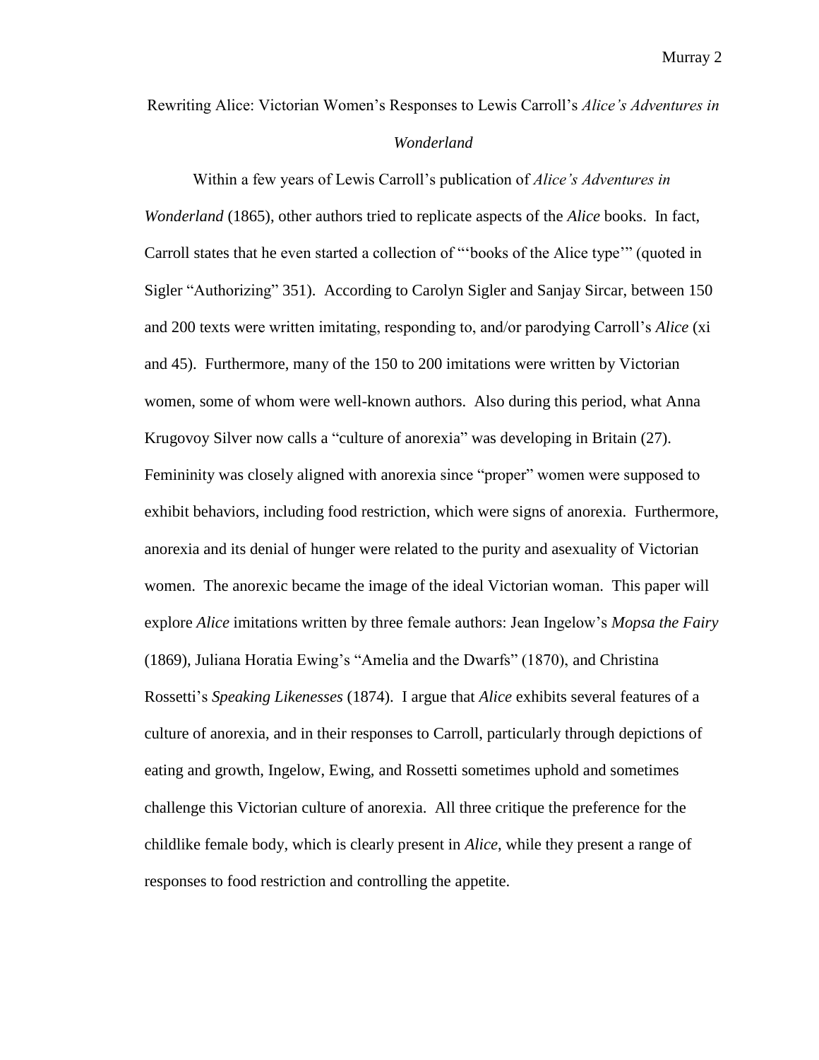# Rewriting Alice: Victorian Women's Responses to Lewis Carroll's *Alice's Adventures in Wonderland*

Within a few years of Lewis Carroll's publication of *Alice's Adventures in Wonderland* (1865), other authors tried to replicate aspects of the *Alice* books. In fact, Carroll states that he even started a collection of "'books of the Alice type'" (quoted in Sigler "Authorizing" 351). According to Carolyn Sigler and Sanjay Sircar, between 150 and 200 texts were written imitating, responding to, and/or parodying Carroll's *Alice* (xi and 45). Furthermore, many of the 150 to 200 imitations were written by Victorian women, some of whom were well-known authors. Also during this period, what Anna Krugovoy Silver now calls a "culture of anorexia" was developing in Britain (27). Femininity was closely aligned with anorexia since "proper" women were supposed to exhibit behaviors, including food restriction, which were signs of anorexia. Furthermore, anorexia and its denial of hunger were related to the purity and asexuality of Victorian women. The anorexic became the image of the ideal Victorian woman. This paper will explore *Alice* imitations written by three female authors: Jean Ingelow's *Mopsa the Fairy* (1869), Juliana Horatia Ewing's "Amelia and the Dwarfs" (1870), and Christina Rossetti's *Speaking Likenesses* (1874). I argue that *Alice* exhibits several features of a culture of anorexia, and in their responses to Carroll, particularly through depictions of eating and growth, Ingelow, Ewing, and Rossetti sometimes uphold and sometimes challenge this Victorian culture of anorexia. All three critique the preference for the childlike female body, which is clearly present in *Alice*, while they present a range of responses to food restriction and controlling the appetite.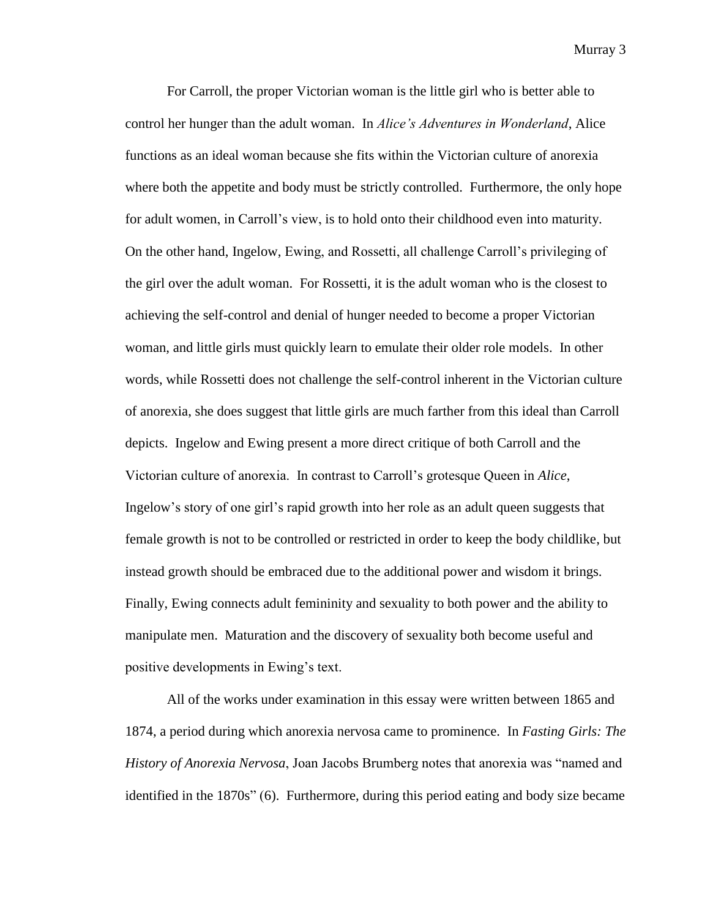For Carroll, the proper Victorian woman is the little girl who is better able to control her hunger than the adult woman. In *Alice's Adventures in Wonderland*, Alice functions as an ideal woman because she fits within the Victorian culture of anorexia where both the appetite and body must be strictly controlled. Furthermore, the only hope for adult women, in Carroll's view, is to hold onto their childhood even into maturity. On the other hand, Ingelow, Ewing, and Rossetti, all challenge Carroll's privileging of the girl over the adult woman. For Rossetti, it is the adult woman who is the closest to achieving the self-control and denial of hunger needed to become a proper Victorian woman, and little girls must quickly learn to emulate their older role models. In other words, while Rossetti does not challenge the self-control inherent in the Victorian culture of anorexia, she does suggest that little girls are much farther from this ideal than Carroll depicts. Ingelow and Ewing present a more direct critique of both Carroll and the Victorian culture of anorexia. In contrast to Carroll's grotesque Queen in *Alice*, Ingelow's story of one girl's rapid growth into her role as an adult queen suggests that female growth is not to be controlled or restricted in order to keep the body childlike, but instead growth should be embraced due to the additional power and wisdom it brings. Finally, Ewing connects adult femininity and sexuality to both power and the ability to manipulate men. Maturation and the discovery of sexuality both become useful and positive developments in Ewing's text.

All of the works under examination in this essay were written between 1865 and 1874, a period during which anorexia nervosa came to prominence. In *Fasting Girls: The History of Anorexia Nervosa*, Joan Jacobs Brumberg notes that anorexia was "named and identified in the 1870s" (6). Furthermore, during this period eating and body size became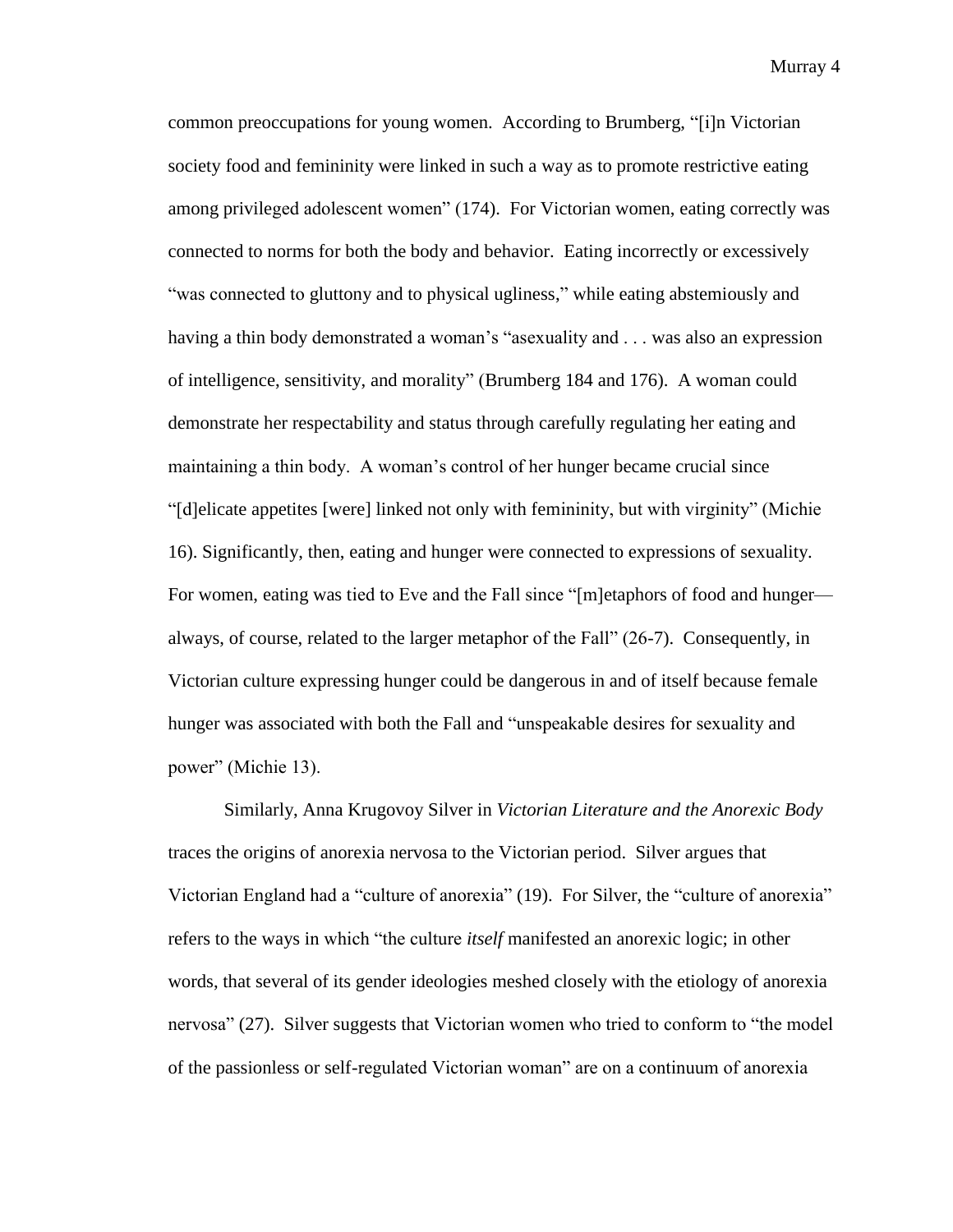common preoccupations for young women. According to Brumberg, "[i]n Victorian society food and femininity were linked in such a way as to promote restrictive eating among privileged adolescent women" (174). For Victorian women, eating correctly was connected to norms for both the body and behavior. Eating incorrectly or excessively "was connected to gluttony and to physical ugliness," while eating abstemiously and having a thin body demonstrated a woman's "asexuality and . . . was also an expression of intelligence, sensitivity, and morality" (Brumberg 184 and 176). A woman could demonstrate her respectability and status through carefully regulating her eating and maintaining a thin body. A woman's control of her hunger became crucial since "[d]elicate appetites [were] linked not only with femininity, but with virginity" (Michie 16). Significantly, then, eating and hunger were connected to expressions of sexuality. For women, eating was tied to Eve and the Fall since "[m]etaphors of food and hunger—always, of course, related to the larger metaphor of the Fall" (26-7). Consequently, in Victorian culture expressing hunger could be dangerous in and of itself because female hunger was associated with both the Fall and "unspeakable desires for sexuality and power" (Michie 13).

Similarly, Anna Krugovoy Silver in *Victorian Literature and the Anorexic Body* traces the origins of anorexia nervosa to the Victorian period. Silver argues that Victorian England had a "culture of anorexia" (19). For Silver, the "culture of anorexia" refers to the ways in which "the culture *itself* manifested an anorexic logic; in other words, that several of its gender ideologies meshed closely with the etiology of anorexia nervosa" (27). Silver suggests that Victorian women who tried to conform to "the model of the passionless or self-regulated Victorian woman" are on a continuum of anorexia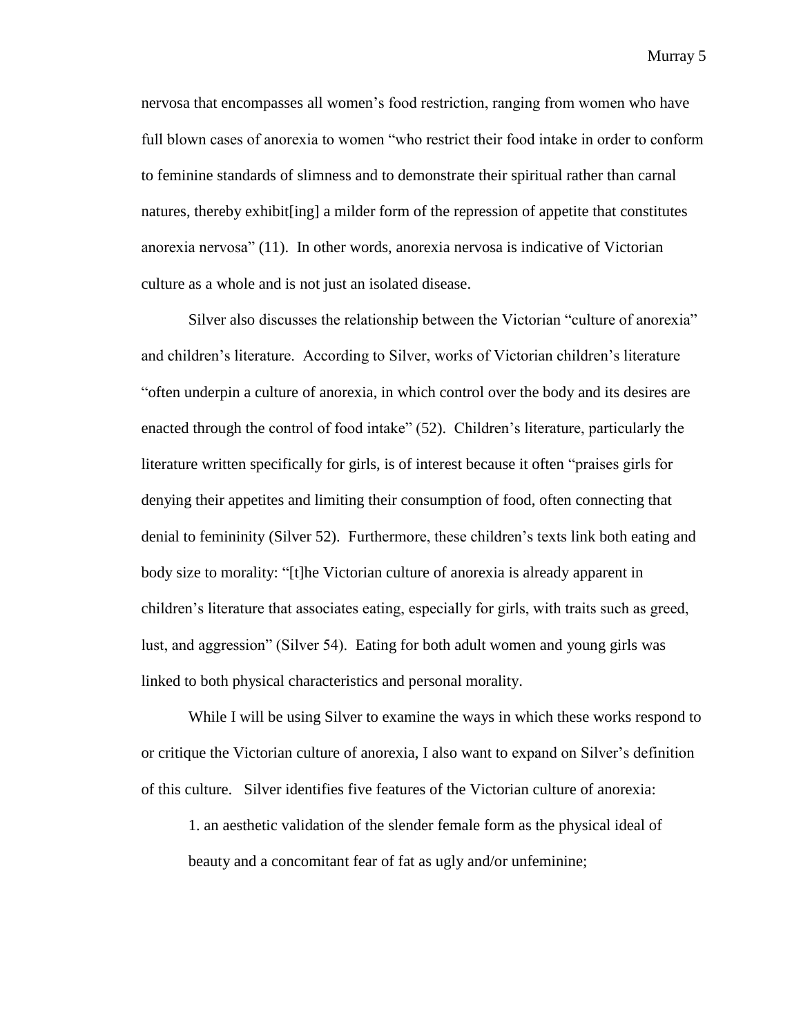nervosa that encompasses all women's food restriction, ranging from women who have full blown cases of anorexia to women "who restrict their food intake in order to conform to feminine standards of slimness and to demonstrate their spiritual rather than carnal natures, thereby exhibit[ing] a milder form of the repression of appetite that constitutes anorexia nervosa" (11). In other words, anorexia nervosa is indicative of Victorian culture as a whole and is not just an isolated disease.

Silver also discusses the relationship between the Victorian "culture of anorexia" and children's literature. According to Silver, works of Victorian children's literature "often underpin a culture of anorexia, in which control over the body and its desires are enacted through the control of food intake" (52). Children's literature, particularly the literature written specifically for girls, is of interest because it often "praises girls for denying their appetites and limiting their consumption of food, often connecting that denial to femininity (Silver 52). Furthermore, these children's texts link both eating and body size to morality: "[t]he Victorian culture of anorexia is already apparent in children's literature that associates eating, especially for girls, with traits such as greed, lust, and aggression" (Silver 54). Eating for both adult women and young girls was linked to both physical characteristics and personal morality.

While I will be using Silver to examine the ways in which these works respond to or critique the Victorian culture of anorexia, I also want to expand on Silver's definition of this culture. Silver identifies five features of the Victorian culture of anorexia:

> 1. an aesthetic validation of the slender female form as the physical ideal of beauty and a concomitant fear of fat as ugly and/or unfeminine;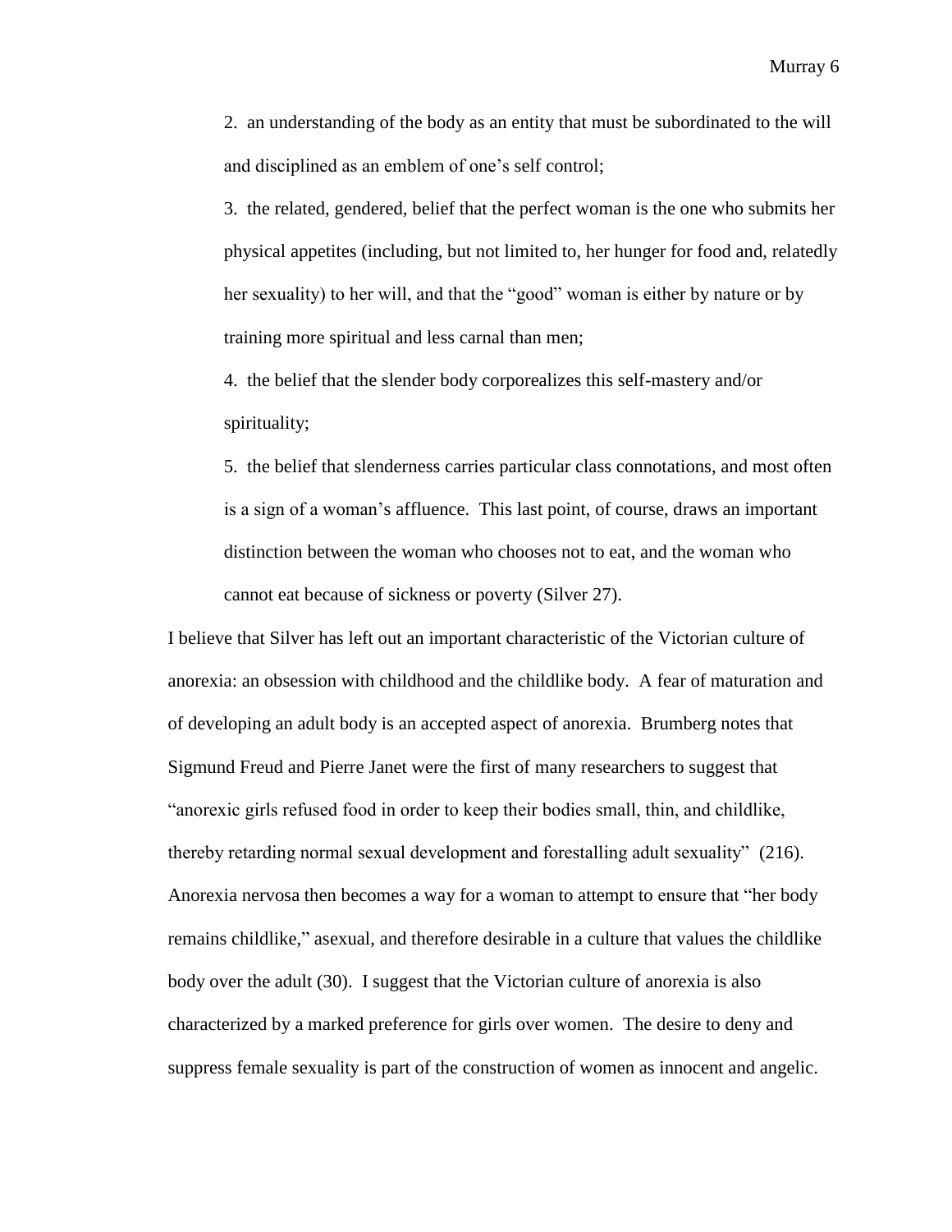2. an understanding of the body as an entity that must be subordinated to the will and disciplined as an emblem of one's self control;

3. the related, gendered, belief that the perfect woman is the one who submits her physical appetites (including, but not limited to, her hunger for food and, relatedly her sexuality) to her will, and that the "good" woman is either by nature or by training more spiritual and less carnal than men;

4. the belief that the slender body corporealizes this self-mastery and/or spirituality;

5. the belief that slenderness carries particular class connotations, and most often is a sign of a woman's affluence. This last point, of course, draws an important distinction between the woman who chooses not to eat, and the woman who cannot eat because of sickness or poverty (Silver 27).

I believe that Silver has left out an important characteristic of the Victorian culture of anorexia: an obsession with childhood and the childlike body. A fear of maturation and of developing an adult body is an accepted aspect of anorexia. Brumberg notes that Sigmund Freud and Pierre Janet were the first of many researchers to suggest that "anorexic girls refused food in order to keep their bodies small, thin, and childlike, thereby retarding normal sexual development and forestalling adult sexuality" (216). Anorexia nervosa then becomes a way for a woman to attempt to ensure that "her body remains childlike," asexual, and therefore desirable in a culture that values the childlike body over the adult (30). I suggest that the Victorian culture of anorexia is also characterized by a marked preference for girls over women. The desire to deny and suppress female sexuality is part of the construction of women as innocent and angelic.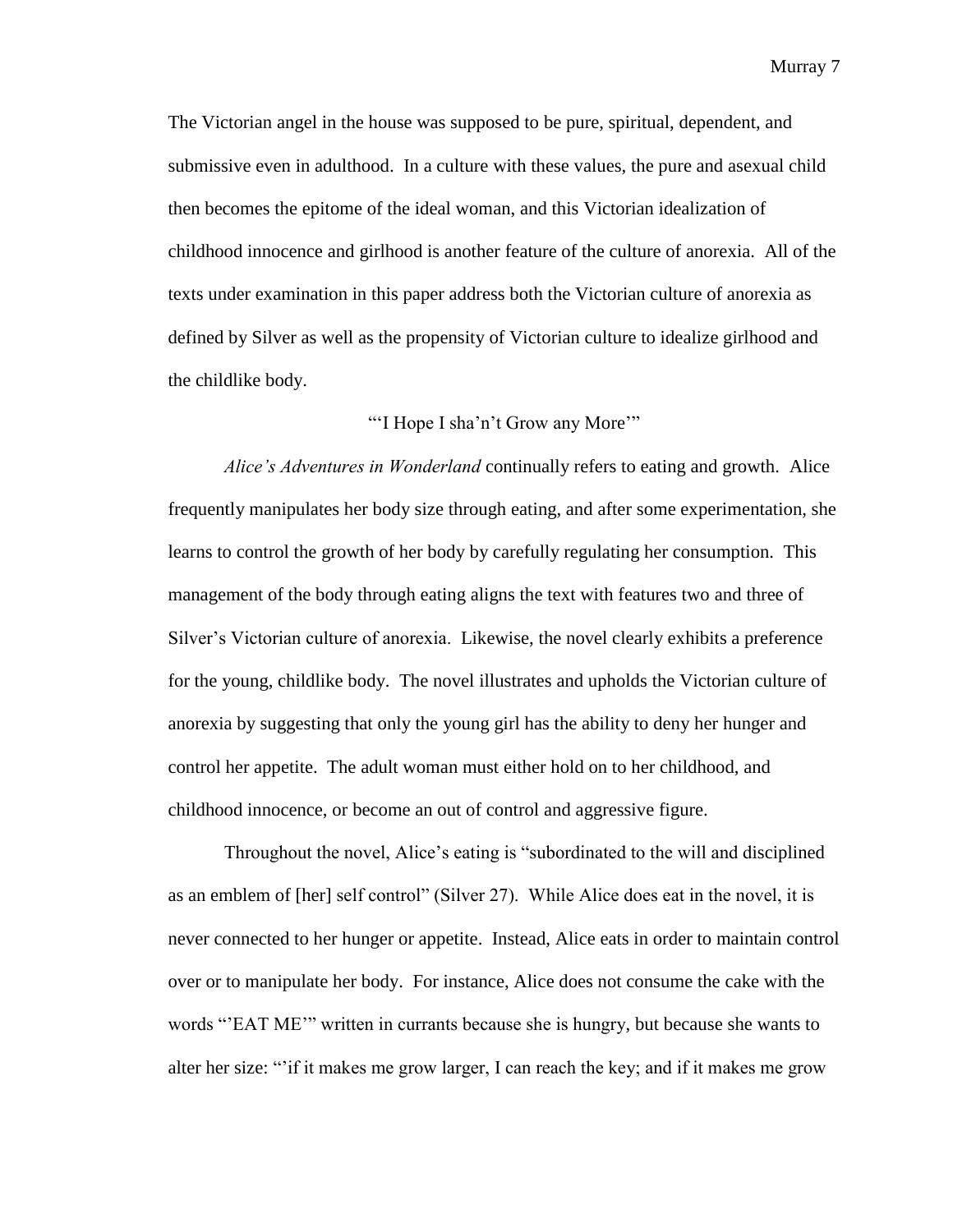The Victorian angel in the house was supposed to be pure, spiritual, dependent, and submissive even in adulthood. In a culture with these values, the pure and asexual child then becomes the epitome of the ideal woman, and this Victorian idealization of childhood innocence and girlhood is another feature of the culture of anorexia. All of the texts under examination in this paper address both the Victorian culture of anorexia as defined by Silver as well as the propensity of Victorian culture to idealize girlhood and the childlike body.

## "'I Hope I sha'n't Grow any More'"

*Alice's Adventures in Wonderland* continually refers to eating and growth. Alice frequently manipulates her body size through eating, and after some experimentation, she learns to control the growth of her body by carefully regulating her consumption. This management of the body through eating aligns the text with features two and three of Silver's Victorian culture of anorexia. Likewise, the novel clearly exhibits a preference for the young, childlike body. The novel illustrates and upholds the Victorian culture of anorexia by suggesting that only the young girl has the ability to deny her hunger and control her appetite. The adult woman must either hold on to her childhood, and childhood innocence, or become an out of control and aggressive figure.

Throughout the novel, Alice's eating is "subordinated to the will and disciplined as an emblem of [her] self control" (Silver 27). While Alice does eat in the novel, it is never connected to her hunger or appetite. Instead, Alice eats in order to maintain control over or to manipulate her body. For instance, Alice does not consume the cake with the words "'EAT ME'" written in currants because she is hungry, but because she wants to alter her size: "'if it makes me grow larger, I can reach the key; and if it makes me grow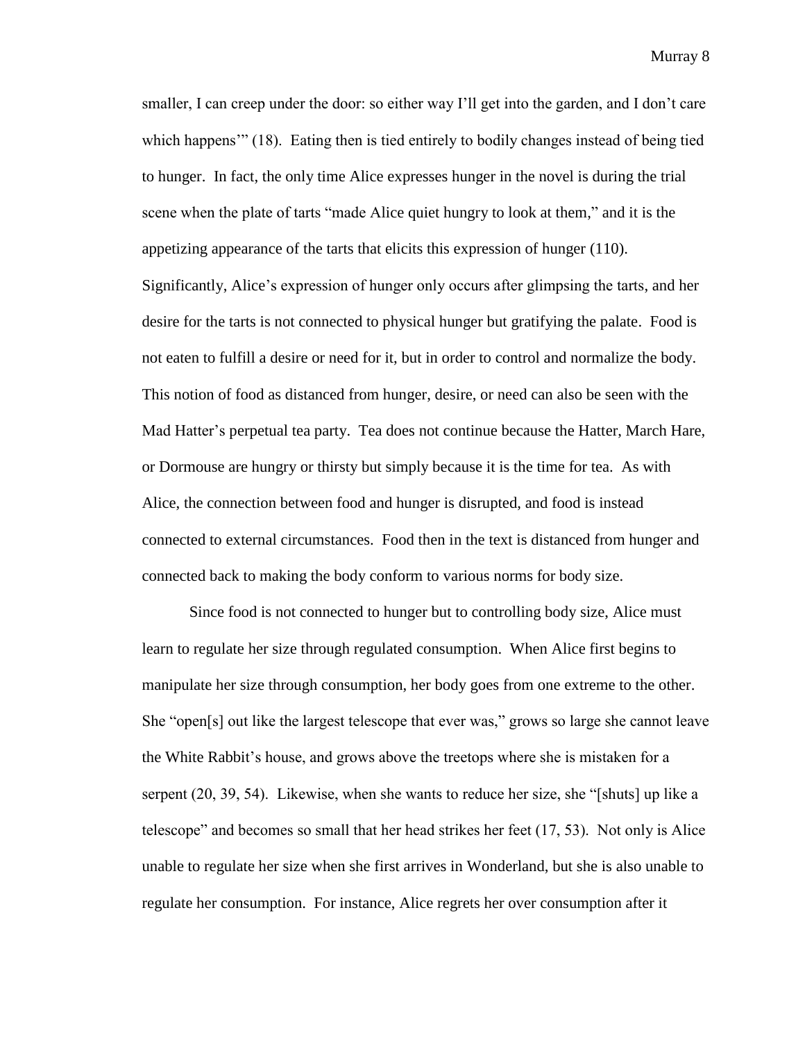smaller, I can creep under the door: so either way I'll get into the garden, and I don't care which happens'" (18). Eating then is tied entirely to bodily changes instead of being tied to hunger. In fact, the only time Alice expresses hunger in the novel is during the trial scene when the plate of tarts "made Alice quiet hungry to look at them," and it is the appetizing appearance of the tarts that elicits this expression of hunger (110). Significantly, Alice's expression of hunger only occurs after glimpsing the tarts, and her desire for the tarts is not connected to physical hunger but gratifying the palate. Food is not eaten to fulfill a desire or need for it, but in order to control and normalize the body. This notion of food as distanced from hunger, desire, or need can also be seen with the Mad Hatter's perpetual tea party. Tea does not continue because the Hatter, March Hare, or Dormouse are hungry or thirsty but simply because it is the time for tea. As with Alice, the connection between food and hunger is disrupted, and food is instead connected to external circumstances. Food then in the text is distanced from hunger and connected back to making the body conform to various norms for body size.

Since food is not connected to hunger but to controlling body size, Alice must learn to regulate her size through regulated consumption. When Alice first begins to manipulate her size through consumption, her body goes from one extreme to the other. She "open[s] out like the largest telescope that ever was," grows so large she cannot leave the White Rabbit's house, and grows above the treetops where she is mistaken for a serpent (20, 39, 54). Likewise, when she wants to reduce her size, she "[shuts] up like a telescope" and becomes so small that her head strikes her feet (17, 53). Not only is Alice unable to regulate her size when she first arrives in Wonderland, but she is also unable to regulate her consumption. For instance, Alice regrets her over consumption after it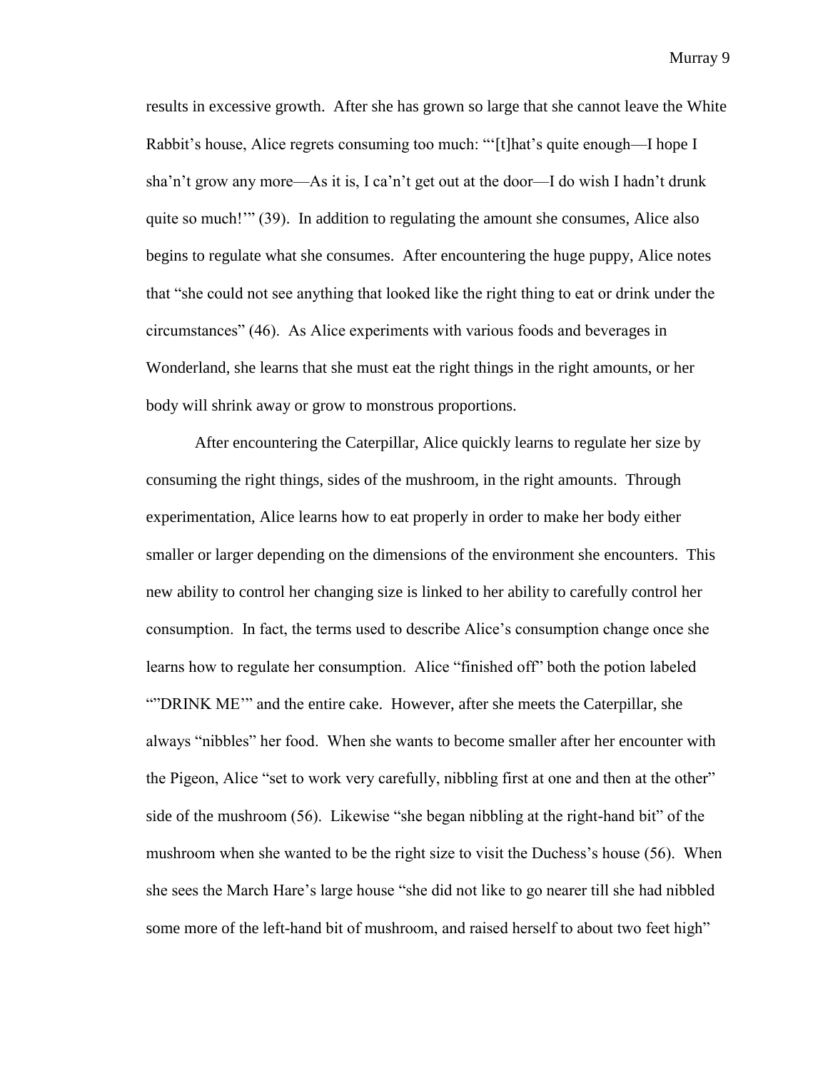results in excessive growth. After she has grown so large that she cannot leave the White Rabbit's house, Alice regrets consuming too much: "'[t]hat's quite enough—I hope I sha'n't grow any more—As it is, I ca'n't get out at the door—I do wish I hadn't drunk quite so much!'" (39). In addition to regulating the amount she consumes, Alice also begins to regulate what she consumes. After encountering the huge puppy, Alice notes that "she could not see anything that looked like the right thing to eat or drink under the circumstances" (46). As Alice experiments with various foods and beverages in Wonderland, she learns that she must eat the right things in the right amounts, or her body will shrink away or grow to monstrous proportions.

After encountering the Caterpillar, Alice quickly learns to regulate her size by consuming the right things, sides of the mushroom, in the right amounts. Through experimentation, Alice learns how to eat properly in order to make her body either smaller or larger depending on the dimensions of the environment she encounters. This new ability to control her changing size is linked to her ability to carefully control her consumption. In fact, the terms used to describe Alice's consumption change once she learns how to regulate her consumption. Alice "finished off" both the potion labeled ""DRINK ME'" and the entire cake. However, after she meets the Caterpillar, she always "nibbles" her food. When she wants to become smaller after her encounter with the Pigeon, Alice "set to work very carefully, nibbling first at one and then at the other" side of the mushroom (56). Likewise "she began nibbling at the right-hand bit" of the mushroom when she wanted to be the right size to visit the Duchess's house (56). When she sees the March Hare's large house "she did not like to go nearer till she had nibbled some more of the left-hand bit of mushroom, and raised herself to about two feet high"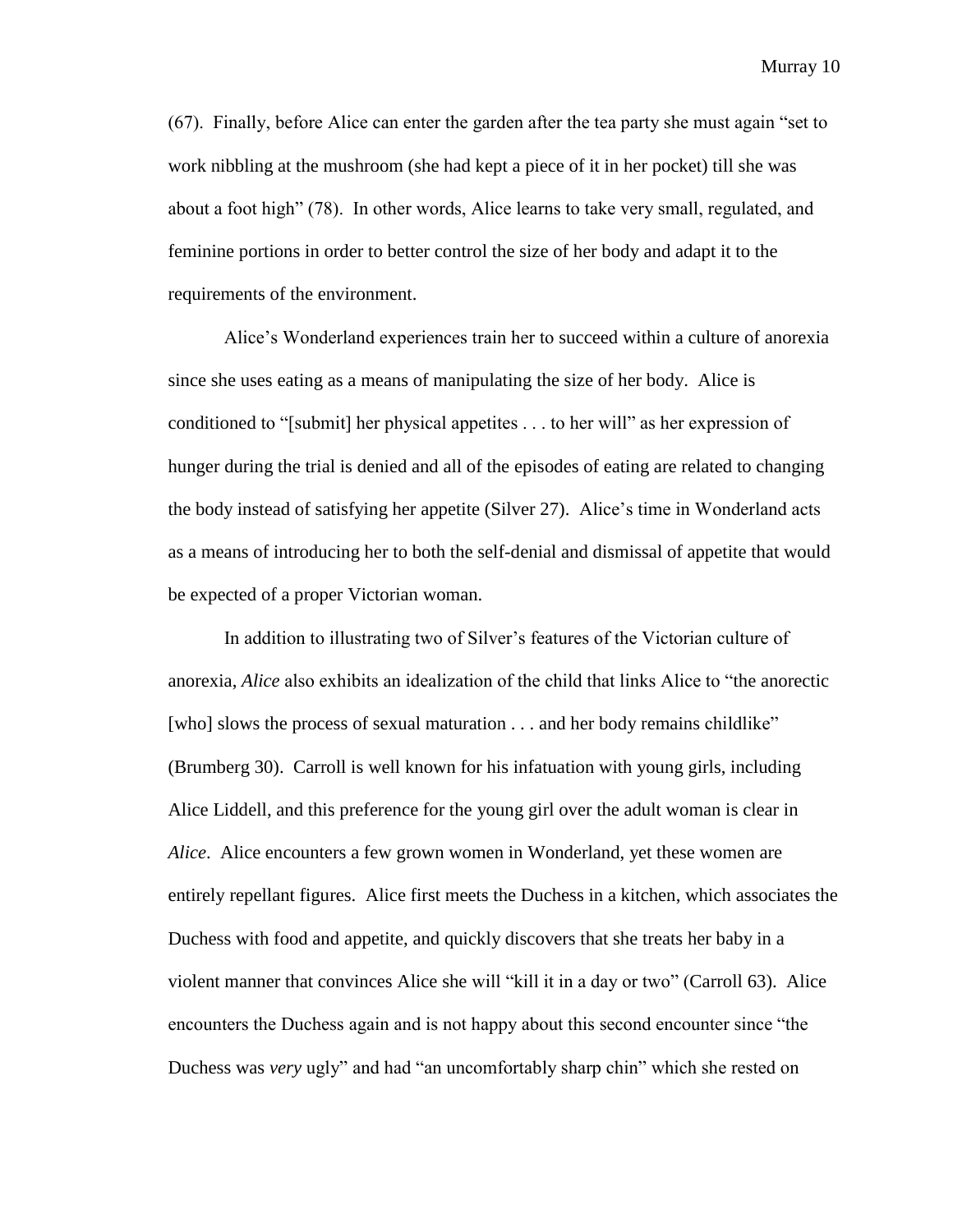(67). Finally, before Alice can enter the garden after the tea party she must again "set to work nibbling at the mushroom (she had kept a piece of it in her pocket) till she was about a foot high" (78). In other words, Alice learns to take very small, regulated, and feminine portions in order to better control the size of her body and adapt it to the requirements of the environment.

Alice's Wonderland experiences train her to succeed within a culture of anorexia since she uses eating as a means of manipulating the size of her body. Alice is conditioned to "[submit] her physical appetites . . . to her will" as her expression of hunger during the trial is denied and all of the episodes of eating are related to changing the body instead of satisfying her appetite (Silver 27). Alice's time in Wonderland acts as a means of introducing her to both the self-denial and dismissal of appetite that would be expected of a proper Victorian woman.

In addition to illustrating two of Silver's features of the Victorian culture of anorexia, *Alice* also exhibits an idealization of the child that links Alice to "the anorectic [who] slows the process of sexual maturation . . . and her body remains childlike" (Brumberg 30). Carroll is well known for his infatuation with young girls, including Alice Liddell, and this preference for the young girl over the adult woman is clear in *Alice*. Alice encounters a few grown women in Wonderland, yet these women are entirely repellant figures. Alice first meets the Duchess in a kitchen, which associates the Duchess with food and appetite, and quickly discovers that she treats her baby in a violent manner that convinces Alice she will "kill it in a day or two" (Carroll 63). Alice encounters the Duchess again and is not happy about this second encounter since "the Duchess was *very* ugly" and had "an uncomfortably sharp chin" which she rested on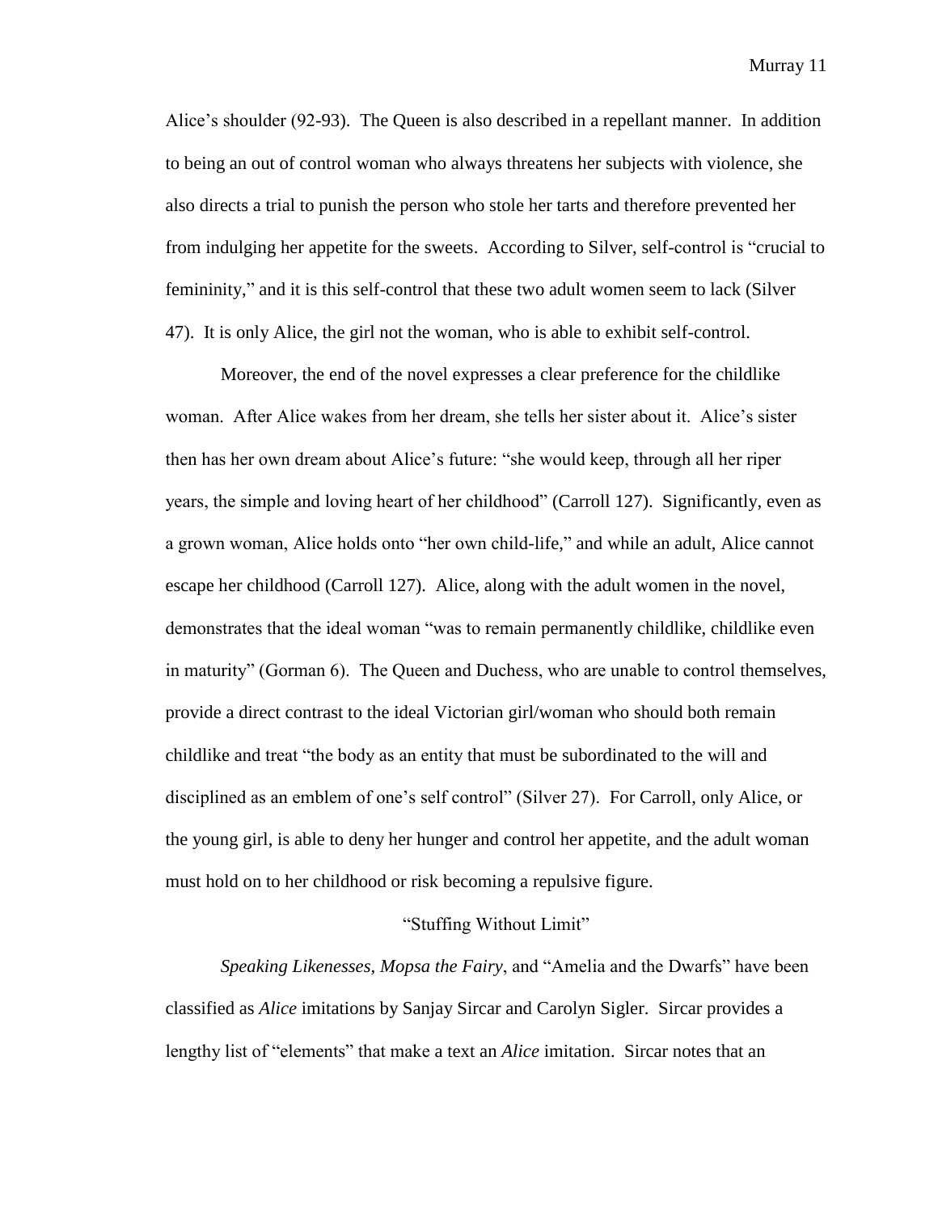Alice's shoulder (92-93). The Queen is also described in a repellant manner. In addition to being an out of control woman who always threatens her subjects with violence, she also directs a trial to punish the person who stole her tarts and therefore prevented her from indulging her appetite for the sweets. According to Silver, self-control is "crucial to femininity," and it is this self-control that these two adult women seem to lack (Silver 47). It is only Alice, the girl not the woman, who is able to exhibit self-control.

Moreover, the end of the novel expresses a clear preference for the childlike woman. After Alice wakes from her dream, she tells her sister about it. Alice's sister then has her own dream about Alice's future: "she would keep, through all her riper years, the simple and loving heart of her childhood" (Carroll 127). Significantly, even as a grown woman, Alice holds onto "her own child-life," and while an adult, Alice cannot escape her childhood (Carroll 127). Alice, along with the adult women in the novel, demonstrates that the ideal woman "was to remain permanently childlike, childlike even in maturity" (Gorman 6). The Queen and Duchess, who are unable to control themselves, provide a direct contrast to the ideal Victorian girl/woman who should both remain childlike and treat "the body as an entity that must be subordinated to the will and disciplined as an emblem of one's self control" (Silver 27). For Carroll, only Alice, or the young girl, is able to deny her hunger and control her appetite, and the adult woman must hold on to her childhood or risk becoming a repulsive figure.

## "Stuffing Without Limit"

*Speaking Likenesses*, *Mopsa the Fairy*, and "Amelia and the Dwarfs" have been classified as *Alice* imitations by Sanjay Sircar and Carolyn Sigler. Sircar provides a lengthy list of "elements" that make a text an *Alice* imitation. Sircar notes that an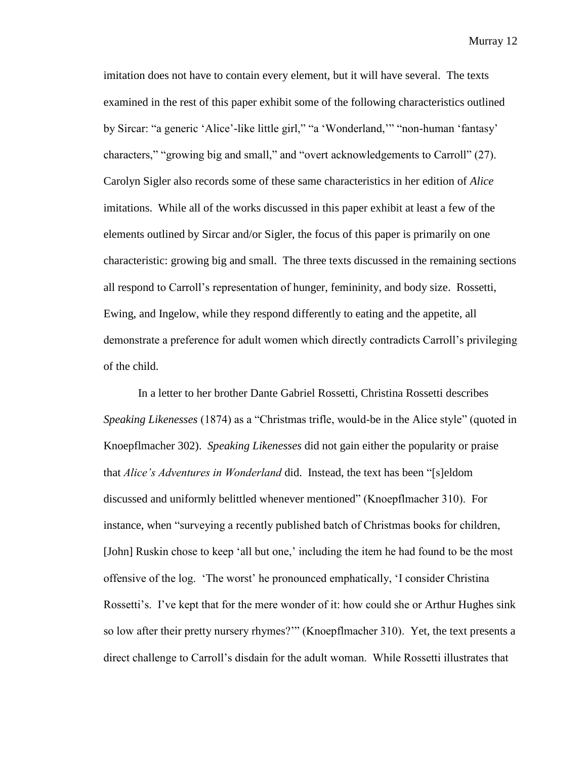imitation does not have to contain every element, but it will have several. The texts examined in the rest of this paper exhibit some of the following characteristics outlined by Sircar: "a generic 'Alice'-like little girl," "a 'Wonderland,'" "non-human 'fantasy' characters," "growing big and small," and "overt acknowledgements to Carroll" (27). Carolyn Sigler also records some of these same characteristics in her edition of *Alice* imitations. While all of the works discussed in this paper exhibit at least a few of the elements outlined by Sircar and/or Sigler, the focus of this paper is primarily on one characteristic: growing big and small. The three texts discussed in the remaining sections all respond to Carroll's representation of hunger, femininity, and body size. Rossetti, Ewing, and Ingelow, while they respond differently to eating and the appetite, all demonstrate a preference for adult women which directly contradicts Carroll's privileging of the child.

In a letter to her brother Dante Gabriel Rossetti, Christina Rossetti describes *Speaking Likenesses* (1874) as a "Christmas trifle, would-be in the Alice style" (quoted in Knoepflmacher 302). *Speaking Likenesses* did not gain either the popularity or praise that *Alice's Adventures in Wonderland* did. Instead, the text has been "[s]eldom discussed and uniformly belittled whenever mentioned" (Knoepflmacher 310). For instance, when "surveying a recently published batch of Christmas books for children, [John] Ruskin chose to keep 'all but one,' including the item he had found to be the most offensive of the log. 'The worst' he pronounced emphatically, 'I consider Christina Rossetti's. I've kept that for the mere wonder of it: how could she or Arthur Hughes sink so low after their pretty nursery rhymes?'" (Knoepflmacher 310). Yet, the text presents a direct challenge to Carroll's disdain for the adult woman. While Rossetti illustrates that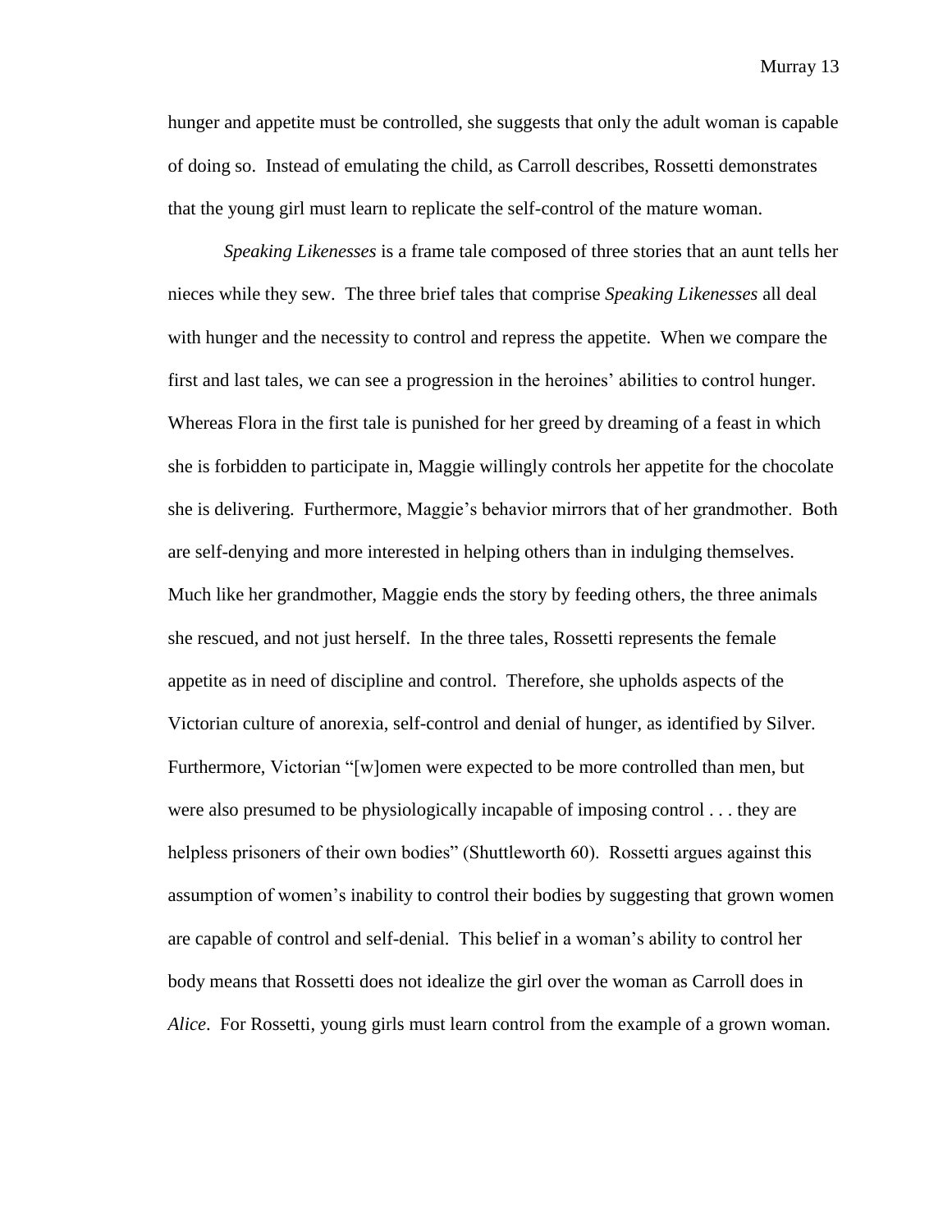hunger and appetite must be controlled, she suggests that only the adult woman is capable of doing so. Instead of emulating the child, as Carroll describes, Rossetti demonstrates that the young girl must learn to replicate the self-control of the mature woman.

*Speaking Likenesses* is a frame tale composed of three stories that an aunt tells her nieces while they sew. The three brief tales that comprise *Speaking Likenesses* all deal with hunger and the necessity to control and repress the appetite. When we compare the first and last tales, we can see a progression in the heroines' abilities to control hunger. Whereas Flora in the first tale is punished for her greed by dreaming of a feast in which she is forbidden to participate in, Maggie willingly controls her appetite for the chocolate she is delivering. Furthermore, Maggie's behavior mirrors that of her grandmother. Both are self-denying and more interested in helping others than in indulging themselves. Much like her grandmother, Maggie ends the story by feeding others, the three animals she rescued, and not just herself. In the three tales, Rossetti represents the female appetite as in need of discipline and control. Therefore, she upholds aspects of the Victorian culture of anorexia, self-control and denial of hunger, as identified by Silver. Furthermore, Victorian "[w]omen were expected to be more controlled than men, but were also presumed to be physiologically incapable of imposing control . . . they are helpless prisoners of their own bodies" (Shuttleworth 60). Rossetti argues against this assumption of women's inability to control their bodies by suggesting that grown women are capable of control and self-denial. This belief in a woman's ability to control her body means that Rossetti does not idealize the girl over the woman as Carroll does in *Alice*. For Rossetti, young girls must learn control from the example of a grown woman.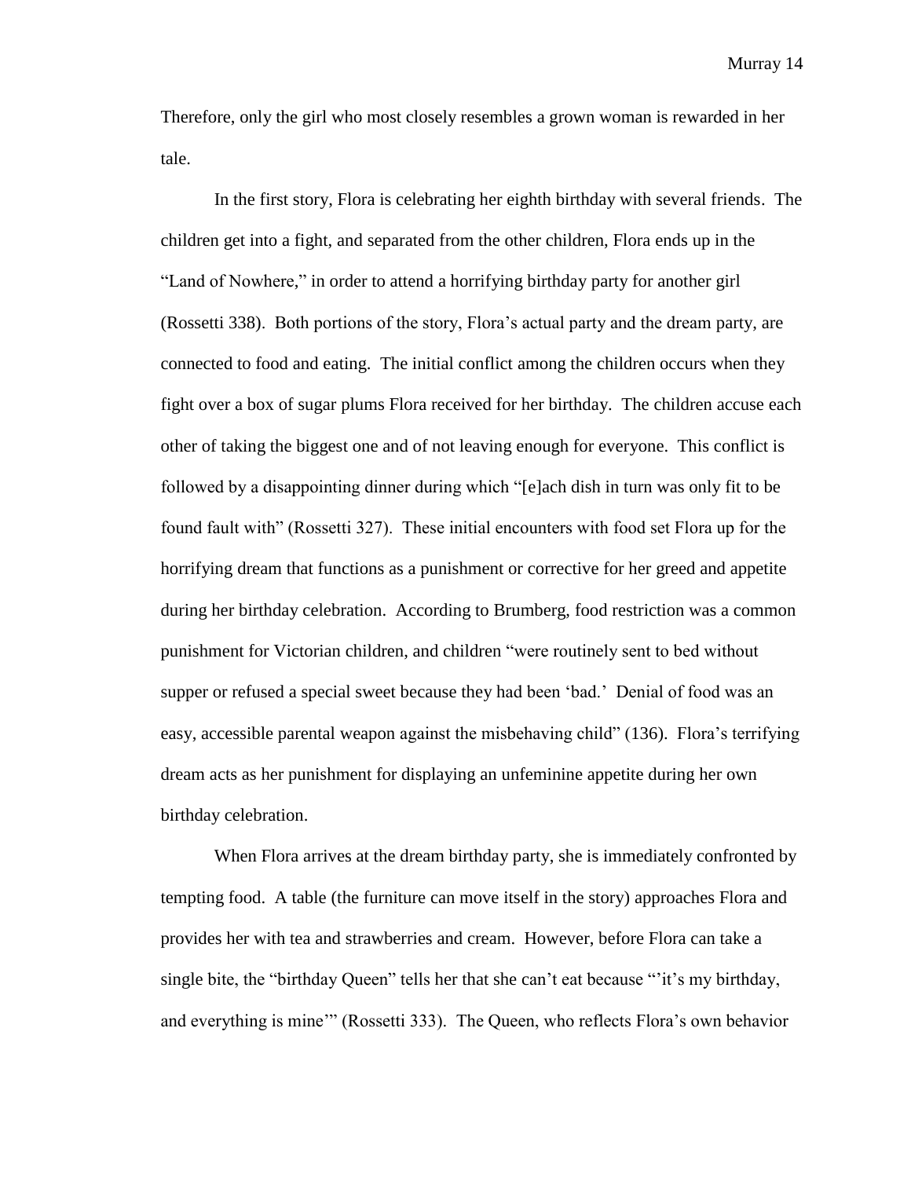Therefore, only the girl who most closely resembles a grown woman is rewarded in her tale.

In the first story, Flora is celebrating her eighth birthday with several friends. The children get into a fight, and separated from the other children, Flora ends up in the "Land of Nowhere," in order to attend a horrifying birthday party for another girl (Rossetti 338). Both portions of the story, Flora's actual party and the dream party, are connected to food and eating. The initial conflict among the children occurs when they fight over a box of sugar plums Flora received for her birthday. The children accuse each other of taking the biggest one and of not leaving enough for everyone. This conflict is followed by a disappointing dinner during which "[e]ach dish in turn was only fit to be found fault with" (Rossetti 327). These initial encounters with food set Flora up for the horrifying dream that functions as a punishment or corrective for her greed and appetite during her birthday celebration. According to Brumberg, food restriction was a common punishment for Victorian children, and children "were routinely sent to bed without supper or refused a special sweet because they had been 'bad.' Denial of food was an easy, accessible parental weapon against the misbehaving child" (136). Flora's terrifying dream acts as her punishment for displaying an unfeminine appetite during her own birthday celebration.

When Flora arrives at the dream birthday party, she is immediately confronted by tempting food. A table (the furniture can move itself in the story) approaches Flora and provides her with tea and strawberries and cream. However, before Flora can take a single bite, the "birthday Queen" tells her that she can't eat because "'it's my birthday, and everything is mine'" (Rossetti 333). The Queen, who reflects Flora's own behavior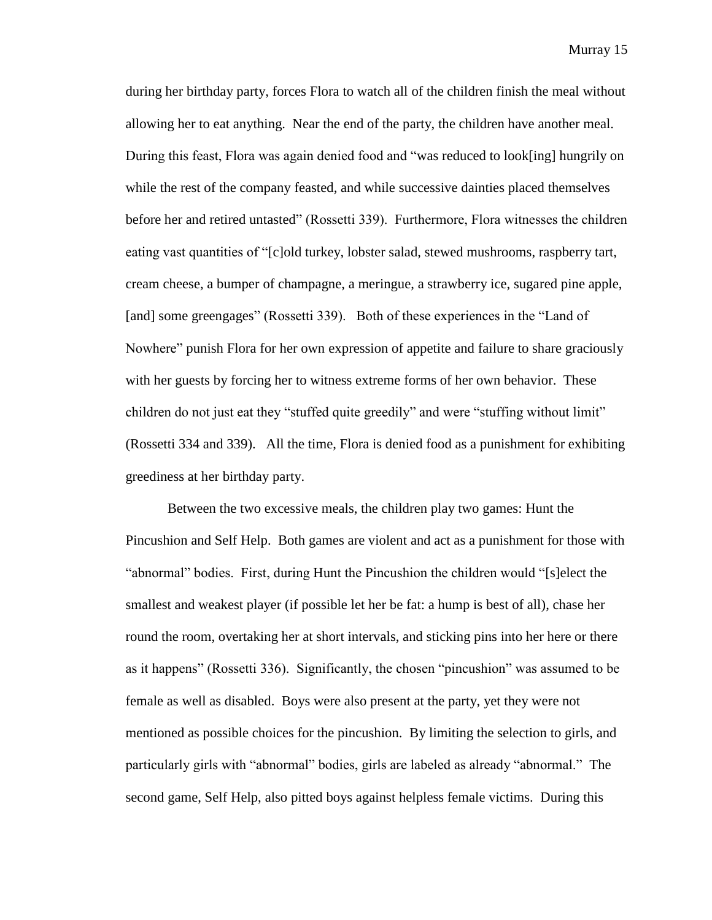during her birthday party, forces Flora to watch all of the children finish the meal without allowing her to eat anything. Near the end of the party, the children have another meal. During this feast, Flora was again denied food and "was reduced to look[ing] hungrily on while the rest of the company feasted, and while successive dainties placed themselves before her and retired untasted" (Rossetti 339). Furthermore, Flora witnesses the children eating vast quantities of "[c]old turkey, lobster salad, stewed mushrooms, raspberry tart, cream cheese, a bumper of champagne, a meringue, a strawberry ice, sugared pine apple, [and] some greengages" (Rossetti 339). Both of these experiences in the "Land of Nowhere" punish Flora for her own expression of appetite and failure to share graciously with her guests by forcing her to witness extreme forms of her own behavior. These children do not just eat they "stuffed quite greedily" and were "stuffing without limit" (Rossetti 334 and 339). All the time, Flora is denied food as a punishment for exhibiting greediness at her birthday party.

Between the two excessive meals, the children play two games: Hunt the Pincushion and Self Help. Both games are violent and act as a punishment for those with "abnormal" bodies. First, during Hunt the Pincushion the children would "[s]elect the smallest and weakest player (if possible let her be fat: a hump is best of all), chase her round the room, overtaking her at short intervals, and sticking pins into her here or there as it happens" (Rossetti 336). Significantly, the chosen "pincushion" was assumed to be female as well as disabled. Boys were also present at the party, yet they were not mentioned as possible choices for the pincushion. By limiting the selection to girls, and particularly girls with "abnormal" bodies, girls are labeled as already "abnormal." The second game, Self Help, also pitted boys against helpless female victims. During this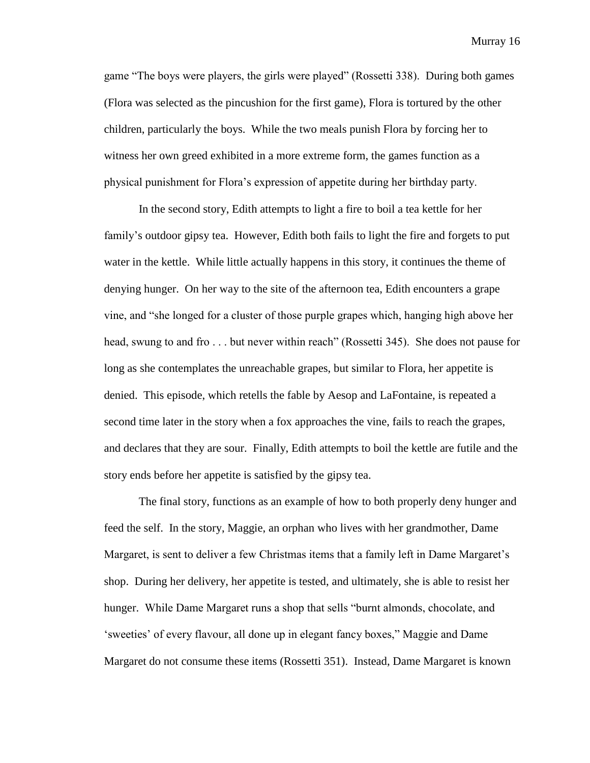game "The boys were players, the girls were played" (Rossetti 338). During both games (Flora was selected as the pincushion for the first game), Flora is tortured by the other children, particularly the boys. While the two meals punish Flora by forcing her to witness her own greed exhibited in a more extreme form, the games function as a physical punishment for Flora's expression of appetite during her birthday party.

In the second story, Edith attempts to light a fire to boil a tea kettle for her family's outdoor gipsy tea. However, Edith both fails to light the fire and forgets to put water in the kettle. While little actually happens in this story, it continues the theme of denying hunger. On her way to the site of the afternoon tea, Edith encounters a grape vine, and "she longed for a cluster of those purple grapes which, hanging high above her head, swung to and fro . . . but never within reach" (Rossetti 345). She does not pause for long as she contemplates the unreachable grapes, but similar to Flora, her appetite is denied. This episode, which retells the fable by Aesop and LaFontaine, is repeated a second time later in the story when a fox approaches the vine, fails to reach the grapes, and declares that they are sour. Finally, Edith attempts to boil the kettle are futile and the story ends before her appetite is satisfied by the gipsy tea.

The final story, functions as an example of how to both properly deny hunger and feed the self. In the story, Maggie, an orphan who lives with her grandmother, Dame Margaret, is sent to deliver a few Christmas items that a family left in Dame Margaret's shop. During her delivery, her appetite is tested, and ultimately, she is able to resist her hunger. While Dame Margaret runs a shop that sells "burnt almonds, chocolate, and 'sweeties' of every flavour, all done up in elegant fancy boxes," Maggie and Dame Margaret do not consume these items (Rossetti 351). Instead, Dame Margaret is known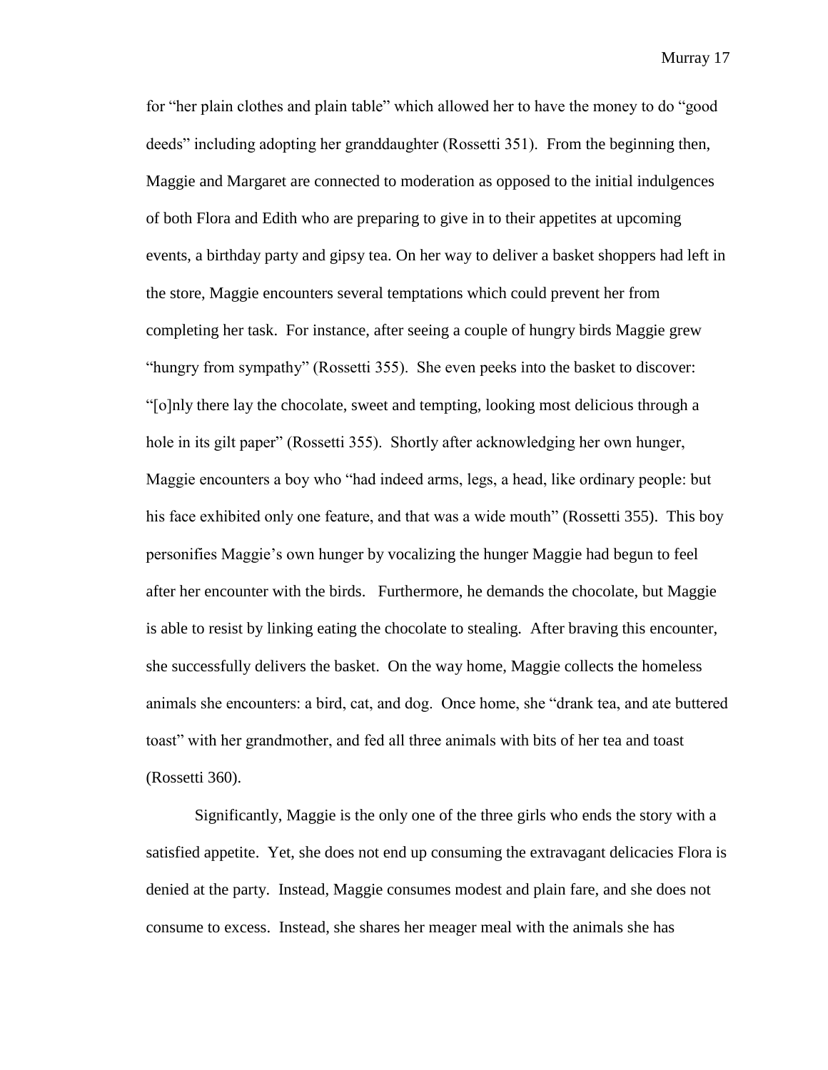for "her plain clothes and plain table" which allowed her to have the money to do "good deeds" including adopting her granddaughter (Rossetti 351). From the beginning then, Maggie and Margaret are connected to moderation as opposed to the initial indulgences of both Flora and Edith who are preparing to give in to their appetites at upcoming events, a birthday party and gipsy tea. On her way to deliver a basket shoppers had left in the store, Maggie encounters several temptations which could prevent her from completing her task. For instance, after seeing a couple of hungry birds Maggie grew "hungry from sympathy" (Rossetti 355). She even peeks into the basket to discover: "[o]nly there lay the chocolate, sweet and tempting, looking most delicious through a hole in its gilt paper" (Rossetti 355). Shortly after acknowledging her own hunger, Maggie encounters a boy who "had indeed arms, legs, a head, like ordinary people: but his face exhibited only one feature, and that was a wide mouth" (Rossetti 355). This boy personifies Maggie's own hunger by vocalizing the hunger Maggie had begun to feel after her encounter with the birds. Furthermore, he demands the chocolate, but Maggie is able to resist by linking eating the chocolate to stealing. After braving this encounter, she successfully delivers the basket. On the way home, Maggie collects the homeless animals she encounters: a bird, cat, and dog. Once home, she "drank tea, and ate buttered toast" with her grandmother, and fed all three animals with bits of her tea and toast (Rossetti 360).

Significantly, Maggie is the only one of the three girls who ends the story with a satisfied appetite. Yet, she does not end up consuming the extravagant delicacies Flora is denied at the party. Instead, Maggie consumes modest and plain fare, and she does not consume to excess. Instead, she shares her meager meal with the animals she has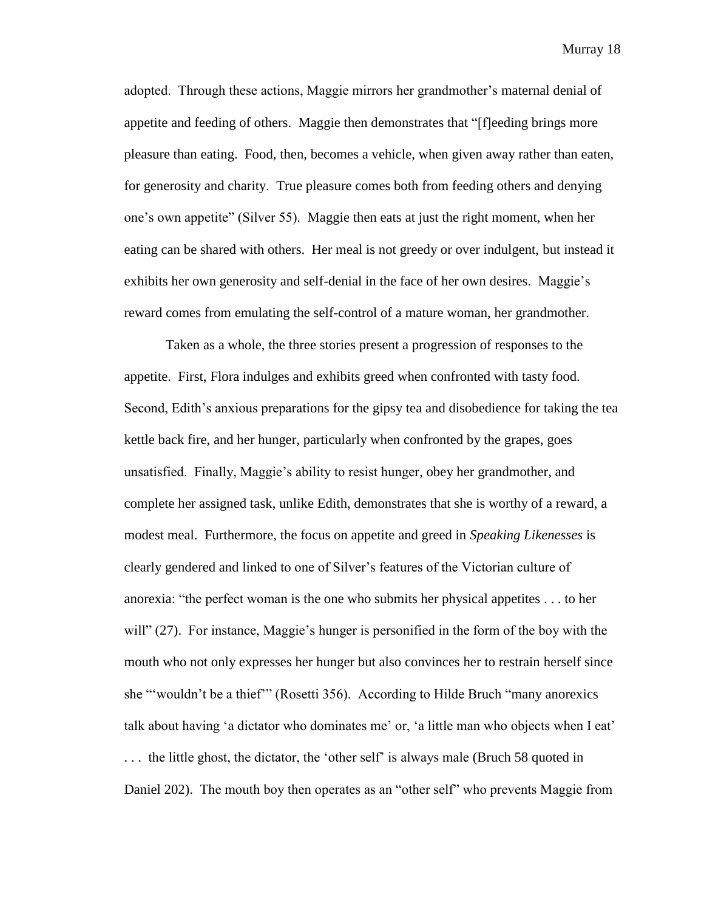adopted. Through these actions, Maggie mirrors her grandmother's maternal denial of appetite and feeding of others. Maggie then demonstrates that "[f]eeding brings more pleasure than eating. Food, then, becomes a vehicle, when given away rather than eaten, for generosity and charity. True pleasure comes both from feeding others and denying one's own appetite" (Silver 55). Maggie then eats at just the right moment, when her eating can be shared with others. Her meal is not greedy or over indulgent, but instead it exhibits her own generosity and self-denial in the face of her own desires. Maggie's reward comes from emulating the self-control of a mature woman, her grandmother.

Taken as a whole, the three stories present a progression of responses to the appetite. First, Flora indulges and exhibits greed when confronted with tasty food. Second, Edith's anxious preparations for the gipsy tea and disobedience for taking the tea kettle back fire, and her hunger, particularly when confronted by the grapes, goes unsatisfied. Finally, Maggie's ability to resist hunger, obey her grandmother, and complete her assigned task, unlike Edith, demonstrates that she is worthy of a reward, a modest meal. Furthermore, the focus on appetite and greed in *Speaking Likenesses* is clearly gendered and linked to one of Silver's features of the Victorian culture of anorexia: "the perfect woman is the one who submits her physical appetites . . . to her will" (27). For instance, Maggie's hunger is personified in the form of the boy with the mouth who not only expresses her hunger but also convinces her to restrain herself since she "'wouldn't be a thief'" (Rosetti 356). According to Hilde Bruch "many anorexics talk about having 'a dictator who dominates me' or, 'a little man who objects when I eat' . . . the little ghost, the dictator, the 'other self' is always male (Bruch 58 quoted in Daniel 202). The mouth boy then operates as an "other self" who prevents Maggie from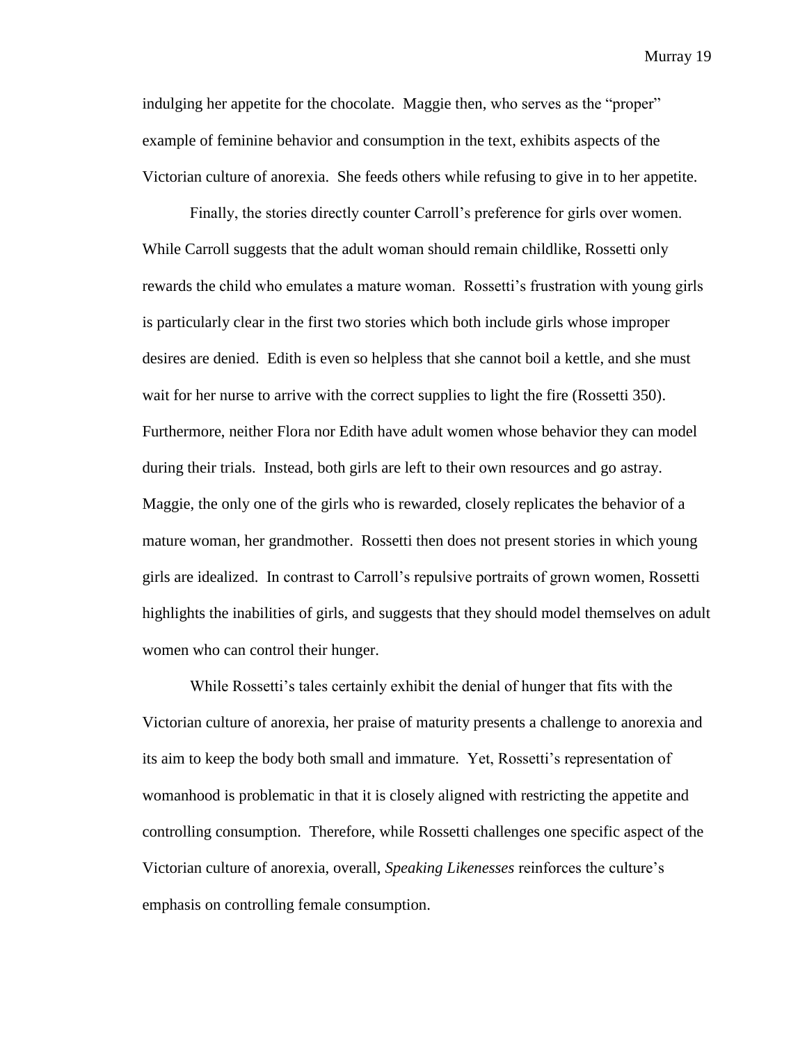indulging her appetite for the chocolate. Maggie then, who serves as the "proper" example of feminine behavior and consumption in the text, exhibits aspects of the Victorian culture of anorexia. She feeds others while refusing to give in to her appetite.

Finally, the stories directly counter Carroll's preference for girls over women. While Carroll suggests that the adult woman should remain childlike, Rossetti only rewards the child who emulates a mature woman. Rossetti's frustration with young girls is particularly clear in the first two stories which both include girls whose improper desires are denied. Edith is even so helpless that she cannot boil a kettle, and she must wait for her nurse to arrive with the correct supplies to light the fire (Rossetti 350). Furthermore, neither Flora nor Edith have adult women whose behavior they can model during their trials. Instead, both girls are left to their own resources and go astray. Maggie, the only one of the girls who is rewarded, closely replicates the behavior of a mature woman, her grandmother. Rossetti then does not present stories in which young girls are idealized. In contrast to Carroll's repulsive portraits of grown women, Rossetti highlights the inabilities of girls, and suggests that they should model themselves on adult women who can control their hunger.

While Rossetti's tales certainly exhibit the denial of hunger that fits with the Victorian culture of anorexia, her praise of maturity presents a challenge to anorexia and its aim to keep the body both small and immature. Yet, Rossetti's representation of womanhood is problematic in that it is closely aligned with restricting the appetite and controlling consumption. Therefore, while Rossetti challenges one specific aspect of the Victorian culture of anorexia, overall, *Speaking Likenesses* reinforces the culture's emphasis on controlling female consumption.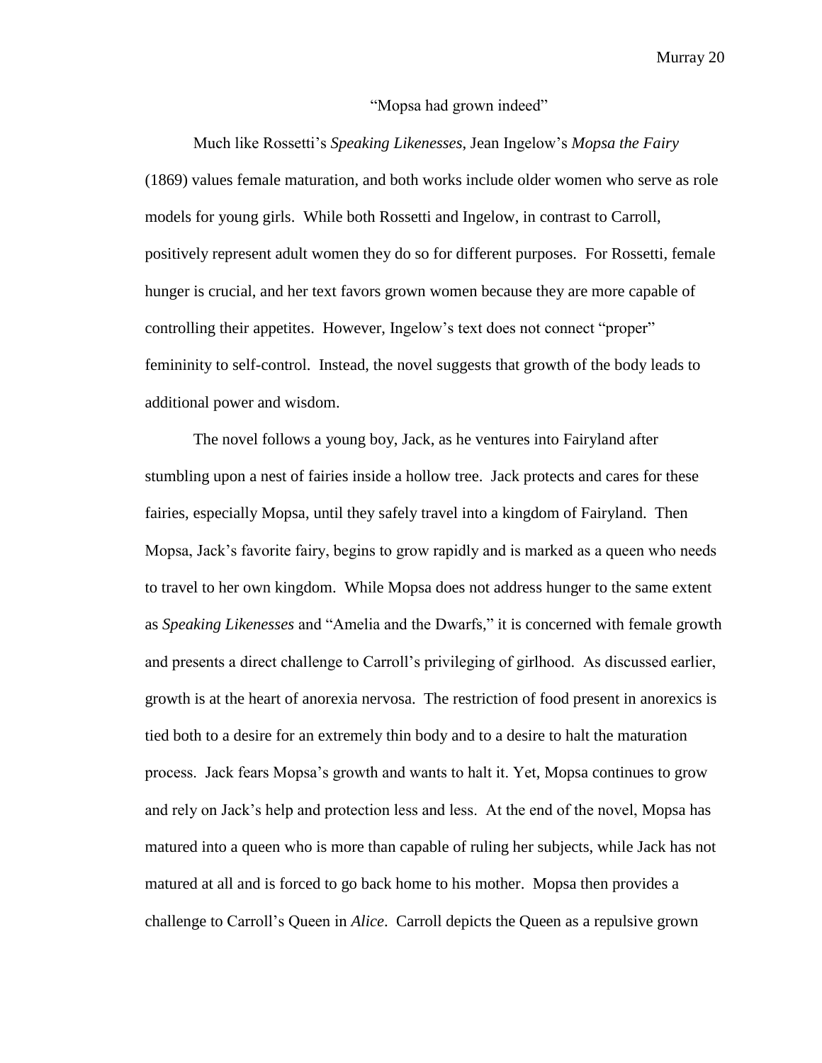"Mopsa had grown indeed"

Much like Rossetti's *Speaking Likenesses*, Jean Ingelow's *Mopsa the Fairy* (1869) values female maturation, and both works include older women who serve as role models for young girls. While both Rossetti and Ingelow, in contrast to Carroll, positively represent adult women they do so for different purposes. For Rossetti, female hunger is crucial, and her text favors grown women because they are more capable of controlling their appetites. However, Ingelow's text does not connect "proper" femininity to self-control. Instead, the novel suggests that growth of the body leads to additional power and wisdom.

The novel follows a young boy, Jack, as he ventures into Fairyland after stumbling upon a nest of fairies inside a hollow tree. Jack protects and cares for these fairies, especially Mopsa, until they safely travel into a kingdom of Fairyland. Then Mopsa, Jack's favorite fairy, begins to grow rapidly and is marked as a queen who needs to travel to her own kingdom. While Mopsa does not address hunger to the same extent as *Speaking Likenesses* and "Amelia and the Dwarfs," it is concerned with female growth and presents a direct challenge to Carroll's privileging of girlhood. As discussed earlier, growth is at the heart of anorexia nervosa. The restriction of food present in anorexics is tied both to a desire for an extremely thin body and to a desire to halt the maturation process. Jack fears Mopsa's growth and wants to halt it. Yet, Mopsa continues to grow and rely on Jack's help and protection less and less. At the end of the novel, Mopsa has matured into a queen who is more than capable of ruling her subjects, while Jack has not matured at all and is forced to go back home to his mother. Mopsa then provides a challenge to Carroll's Queen in *Alice*. Carroll depicts the Queen as a repulsive grown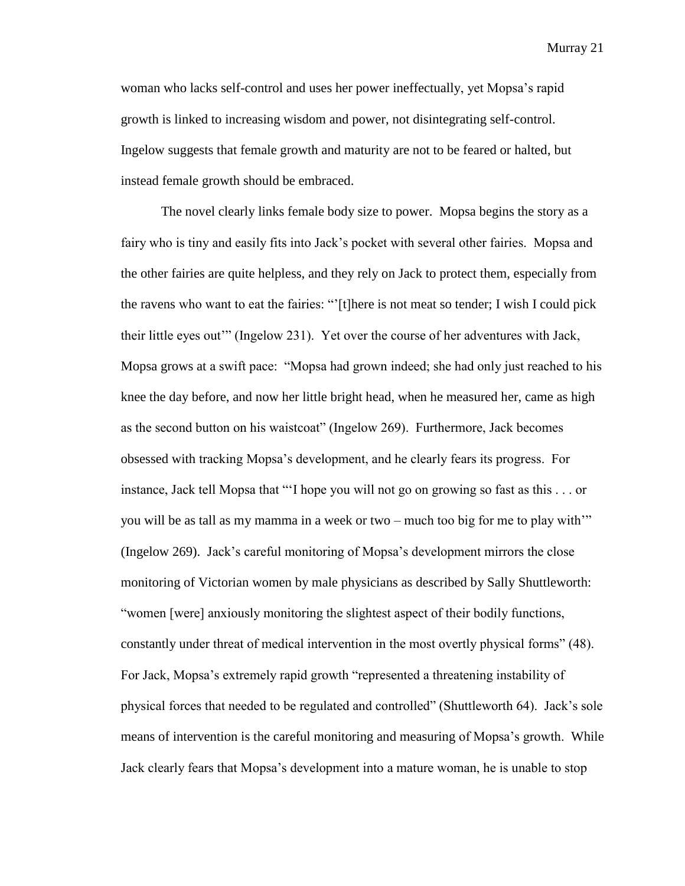woman who lacks self-control and uses her power ineffectually, yet Mopsa's rapid growth is linked to increasing wisdom and power, not disintegrating self-control. Ingelow suggests that female growth and maturity are not to be feared or halted, but instead female growth should be embraced.

The novel clearly links female body size to power. Mopsa begins the story as a fairy who is tiny and easily fits into Jack's pocket with several other fairies. Mopsa and the other fairies are quite helpless, and they rely on Jack to protect them, especially from the ravens who want to eat the fairies: "'[t]here is not meat so tender; I wish I could pick their little eyes out'" (Ingelow 231). Yet over the course of her adventures with Jack, Mopsa grows at a swift pace: "Mopsa had grown indeed; she had only just reached to his knee the day before, and now her little bright head, when he measured her, came as high as the second button on his waistcoat" (Ingelow 269). Furthermore, Jack becomes obsessed with tracking Mopsa's development, and he clearly fears its progress. For instance, Jack tell Mopsa that "'I hope you will not go on growing so fast as this . . . or you will be as tall as my mamma in a week or two – much too big for me to play with'" (Ingelow 269). Jack's careful monitoring of Mopsa's development mirrors the close monitoring of Victorian women by male physicians as described by Sally Shuttleworth: "women [were] anxiously monitoring the slightest aspect of their bodily functions, constantly under threat of medical intervention in the most overtly physical forms" (48). For Jack, Mopsa's extremely rapid growth "represented a threatening instability of physical forces that needed to be regulated and controlled" (Shuttleworth 64). Jack's sole means of intervention is the careful monitoring and measuring of Mopsa's growth. While Jack clearly fears that Mopsa's development into a mature woman, he is unable to stop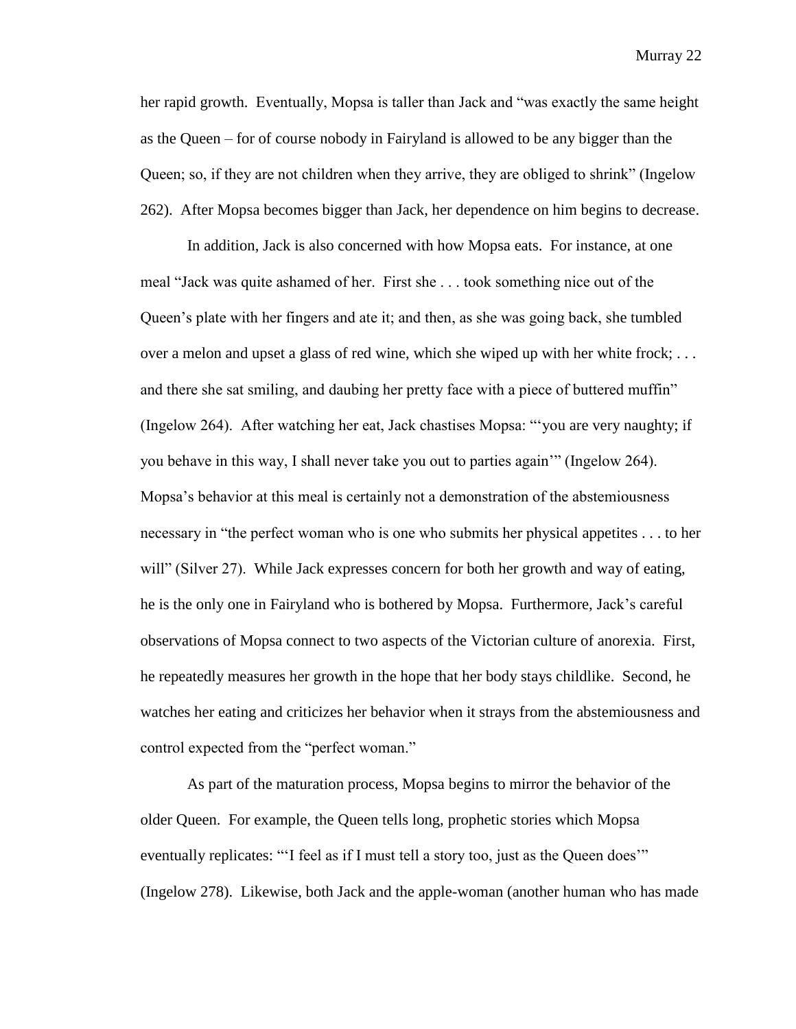her rapid growth. Eventually, Mopsa is taller than Jack and "was exactly the same height as the Queen – for of course nobody in Fairyland is allowed to be any bigger than the Queen; so, if they are not children when they arrive, they are obliged to shrink" (Ingelow 262). After Mopsa becomes bigger than Jack, her dependence on him begins to decrease.

In addition, Jack is also concerned with how Mopsa eats. For instance, at one meal "Jack was quite ashamed of her. First she . . . took something nice out of the Queen's plate with her fingers and ate it; and then, as she was going back, she tumbled over a melon and upset a glass of red wine, which she wiped up with her white frock; . . . and there she sat smiling, and daubing her pretty face with a piece of buttered muffin" (Ingelow 264). After watching her eat, Jack chastises Mopsa: "'you are very naughty; if you behave in this way, I shall never take you out to parties again'" (Ingelow 264). Mopsa's behavior at this meal is certainly not a demonstration of the abstemiousness necessary in "the perfect woman who is one who submits her physical appetites . . . to her will" (Silver 27). While Jack expresses concern for both her growth and way of eating, he is the only one in Fairyland who is bothered by Mopsa. Furthermore, Jack's careful observations of Mopsa connect to two aspects of the Victorian culture of anorexia. First, he repeatedly measures her growth in the hope that her body stays childlike. Second, he watches her eating and criticizes her behavior when it strays from the abstemiousness and control expected from the "perfect woman."

As part of the maturation process, Mopsa begins to mirror the behavior of the older Queen. For example, the Queen tells long, prophetic stories which Mopsa eventually replicates: "'I feel as if I must tell a story too, just as the Queen does'" (Ingelow 278). Likewise, both Jack and the apple-woman (another human who has made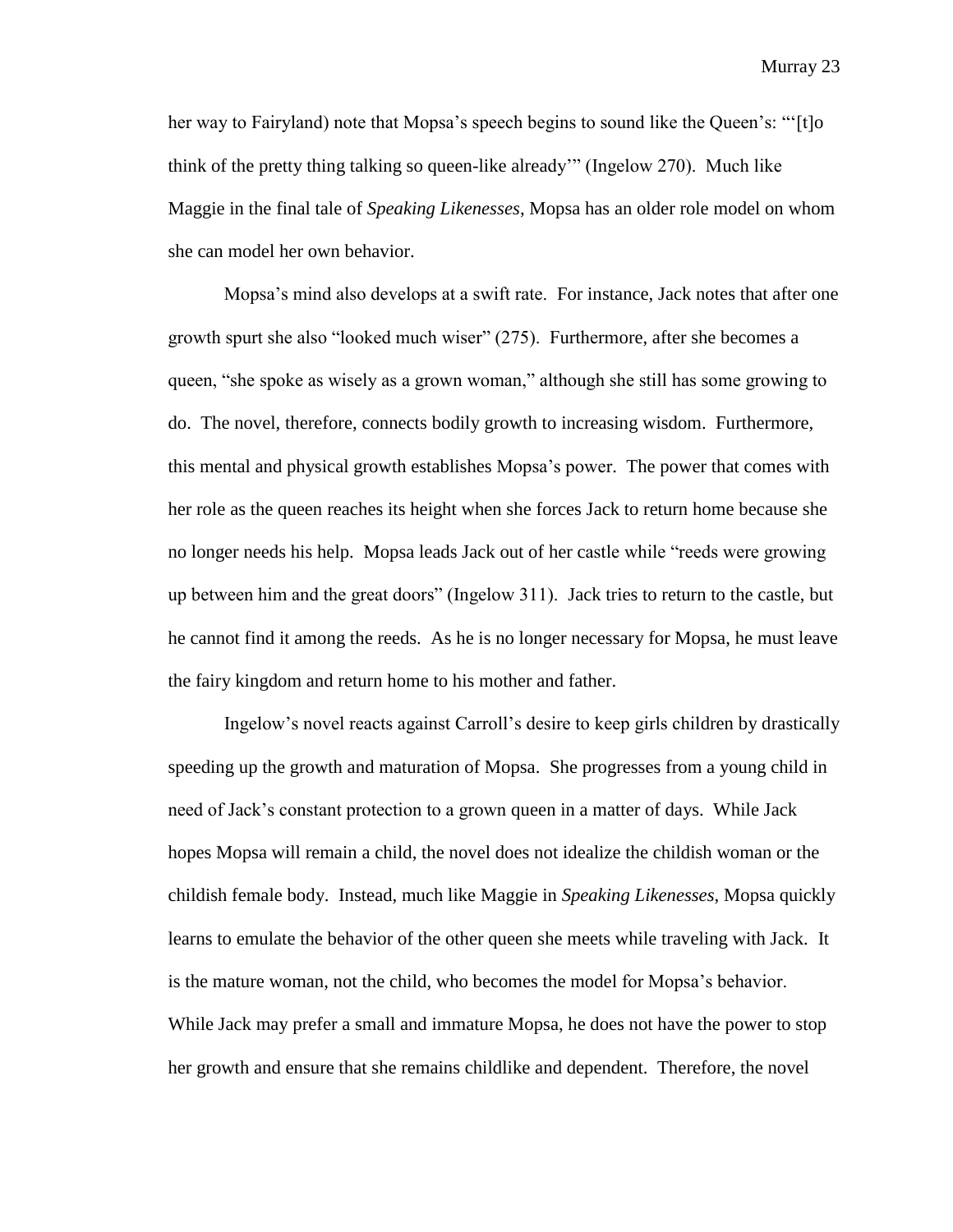her way to Fairyland) note that Mopsa's speech begins to sound like the Queen's: "'[t]o think of the pretty thing talking so queen-like already'" (Ingelow 270). Much like Maggie in the final tale of *Speaking Likenesses*, Mopsa has an older role model on whom she can model her own behavior.

Mopsa's mind also develops at a swift rate. For instance, Jack notes that after one growth spurt she also "looked much wiser" (275). Furthermore, after she becomes a queen, "she spoke as wisely as a grown woman," although she still has some growing to do. The novel, therefore, connects bodily growth to increasing wisdom. Furthermore, this mental and physical growth establishes Mopsa's power. The power that comes with her role as the queen reaches its height when she forces Jack to return home because she no longer needs his help. Mopsa leads Jack out of her castle while "reeds were growing up between him and the great doors" (Ingelow 311). Jack tries to return to the castle, but he cannot find it among the reeds. As he is no longer necessary for Mopsa, he must leave the fairy kingdom and return home to his mother and father.

Ingelow's novel reacts against Carroll's desire to keep girls children by drastically speeding up the growth and maturation of Mopsa. She progresses from a young child in need of Jack's constant protection to a grown queen in a matter of days. While Jack hopes Mopsa will remain a child, the novel does not idealize the childish woman or the childish female body. Instead, much like Maggie in *Speaking Likenesses*, Mopsa quickly learns to emulate the behavior of the other queen she meets while traveling with Jack. It is the mature woman, not the child, who becomes the model for Mopsa's behavior. While Jack may prefer a small and immature Mopsa, he does not have the power to stop her growth and ensure that she remains childlike and dependent. Therefore, the novel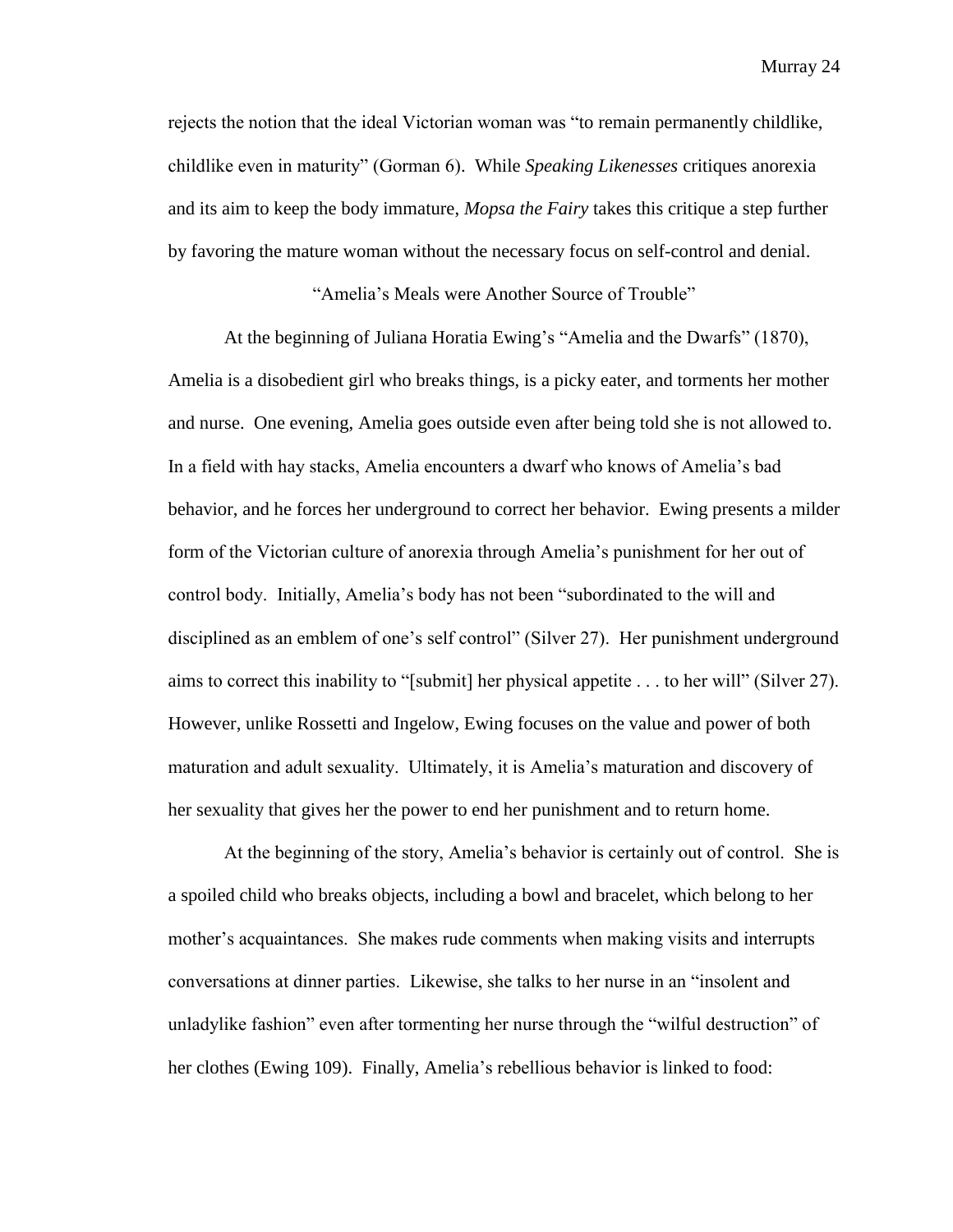rejects the notion that the ideal Victorian woman was "to remain permanently childlike, childlike even in maturity" (Gorman 6). While *Speaking Likenesses* critiques anorexia and its aim to keep the body immature, *Mopsa the Fairy* takes this critique a step further by favoring the mature woman without the necessary focus on self-control and denial.

## "Amelia's Meals were Another Source of Trouble"

At the beginning of Juliana Horatia Ewing's "Amelia and the Dwarfs" (1870), Amelia is a disobedient girl who breaks things, is a picky eater, and torments her mother and nurse. One evening, Amelia goes outside even after being told she is not allowed to. In a field with hay stacks, Amelia encounters a dwarf who knows of Amelia's bad behavior, and he forces her underground to correct her behavior. Ewing presents a milder form of the Victorian culture of anorexia through Amelia's punishment for her out of control body. Initially, Amelia's body has not been "subordinated to the will and disciplined as an emblem of one's self control" (Silver 27). Her punishment underground aims to correct this inability to "[submit] her physical appetite . . . to her will" (Silver 27). However, unlike Rossetti and Ingelow, Ewing focuses on the value and power of both maturation and adult sexuality. Ultimately, it is Amelia's maturation and discovery of her sexuality that gives her the power to end her punishment and to return home.

At the beginning of the story, Amelia's behavior is certainly out of control. She is a spoiled child who breaks objects, including a bowl and bracelet, which belong to her mother's acquaintances. She makes rude comments when making visits and interrupts conversations at dinner parties. Likewise, she talks to her nurse in an "insolent and unladylike fashion" even after tormenting her nurse through the "wilful destruction" of her clothes (Ewing 109). Finally, Amelia's rebellious behavior is linked to food: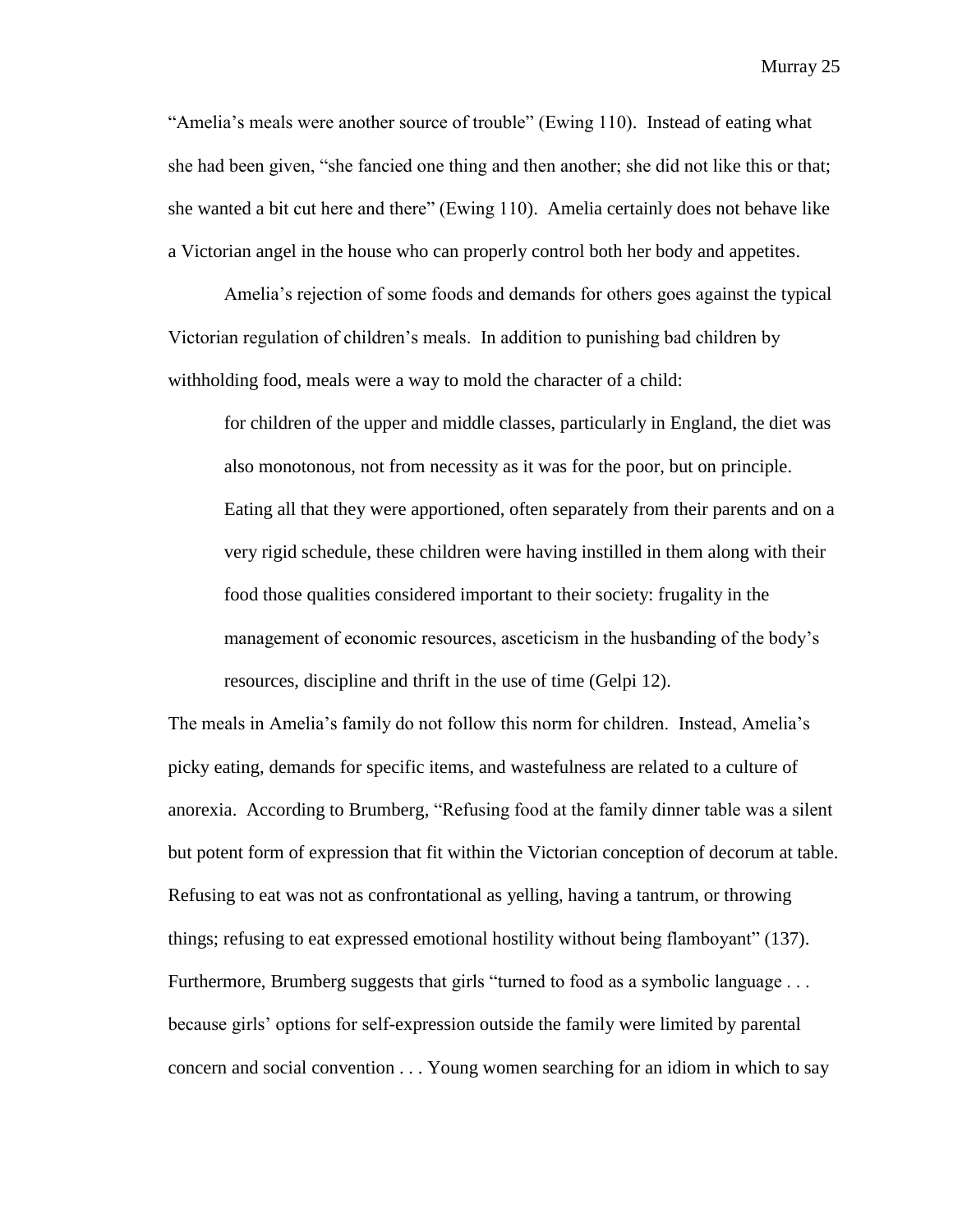"Amelia's meals were another source of trouble" (Ewing 110). Instead of eating what she had been given, "she fancied one thing and then another; she did not like this or that; she wanted a bit cut here and there" (Ewing 110). Amelia certainly does not behave like a Victorian angel in the house who can properly control both her body and appetites.

Amelia's rejection of some foods and demands for others goes against the typical Victorian regulation of children's meals. In addition to punishing bad children by withholding food, meals were a way to mold the character of a child:

> for children of the upper and middle classes, particularly in England, the diet was also monotonous, not from necessity as it was for the poor, but on principle. Eating all that they were apportioned, often separately from their parents and on a very rigid schedule, these children were having instilled in them along with their food those qualities considered important to their society: frugality in the management of economic resources, asceticism in the husbanding of the body's resources, discipline and thrift in the use of time (Gelpi 12).

The meals in Amelia's family do not follow this norm for children. Instead, Amelia's picky eating, demands for specific items, and wastefulness are related to a culture of anorexia. According to Brumberg, "Refusing food at the family dinner table was a silent but potent form of expression that fit within the Victorian conception of decorum at table. Refusing to eat was not as confrontational as yelling, having a tantrum, or throwing things; refusing to eat expressed emotional hostility without being flamboyant" (137). Furthermore, Brumberg suggests that girls "turned to food as a symbolic language . . . because girls' options for self-expression outside the family were limited by parental concern and social convention . . . Young women searching for an idiom in which to say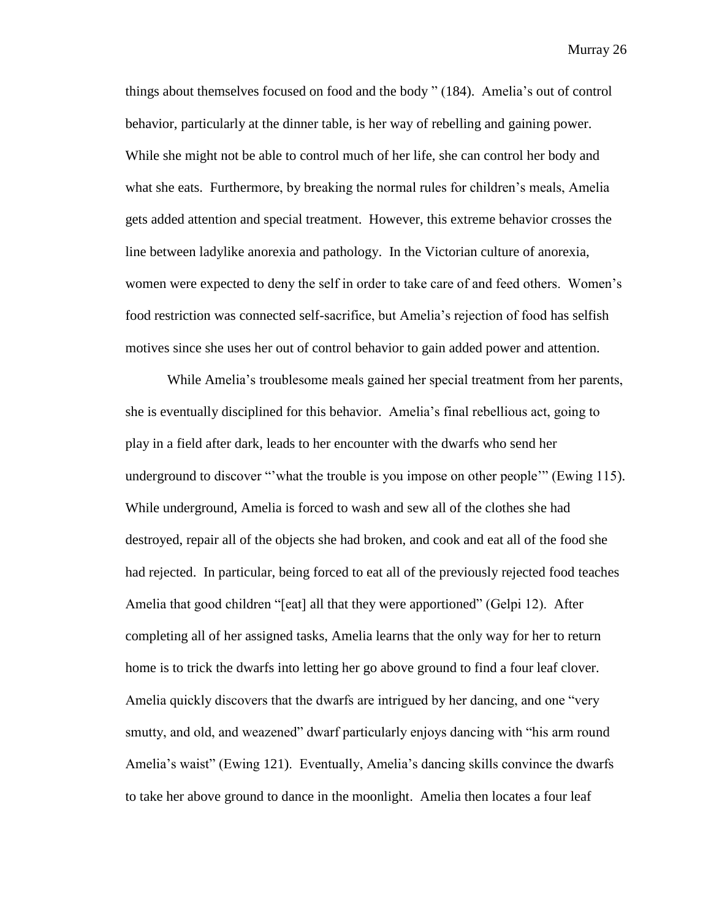things about themselves focused on food and the body " (184). Amelia's out of control behavior, particularly at the dinner table, is her way of rebelling and gaining power. While she might not be able to control much of her life, she can control her body and what she eats. Furthermore, by breaking the normal rules for children's meals, Amelia gets added attention and special treatment. However, this extreme behavior crosses the line between ladylike anorexia and pathology. In the Victorian culture of anorexia, women were expected to deny the self in order to take care of and feed others. Women's food restriction was connected self-sacrifice, but Amelia's rejection of food has selfish motives since she uses her out of control behavior to gain added power and attention.

While Amelia's troublesome meals gained her special treatment from her parents, she is eventually disciplined for this behavior. Amelia's final rebellious act, going to play in a field after dark, leads to her encounter with the dwarfs who send her underground to discover "'what the trouble is you impose on other people'" (Ewing 115). While underground, Amelia is forced to wash and sew all of the clothes she had destroyed, repair all of the objects she had broken, and cook and eat all of the food she had rejected. In particular, being forced to eat all of the previously rejected food teaches Amelia that good children "[eat] all that they were apportioned" (Gelpi 12). After completing all of her assigned tasks, Amelia learns that the only way for her to return home is to trick the dwarfs into letting her go above ground to find a four leaf clover. Amelia quickly discovers that the dwarfs are intrigued by her dancing, and one "very smutty, and old, and weazened" dwarf particularly enjoys dancing with "his arm round Amelia's waist" (Ewing 121). Eventually, Amelia's dancing skills convince the dwarfs to take her above ground to dance in the moonlight. Amelia then locates a four leaf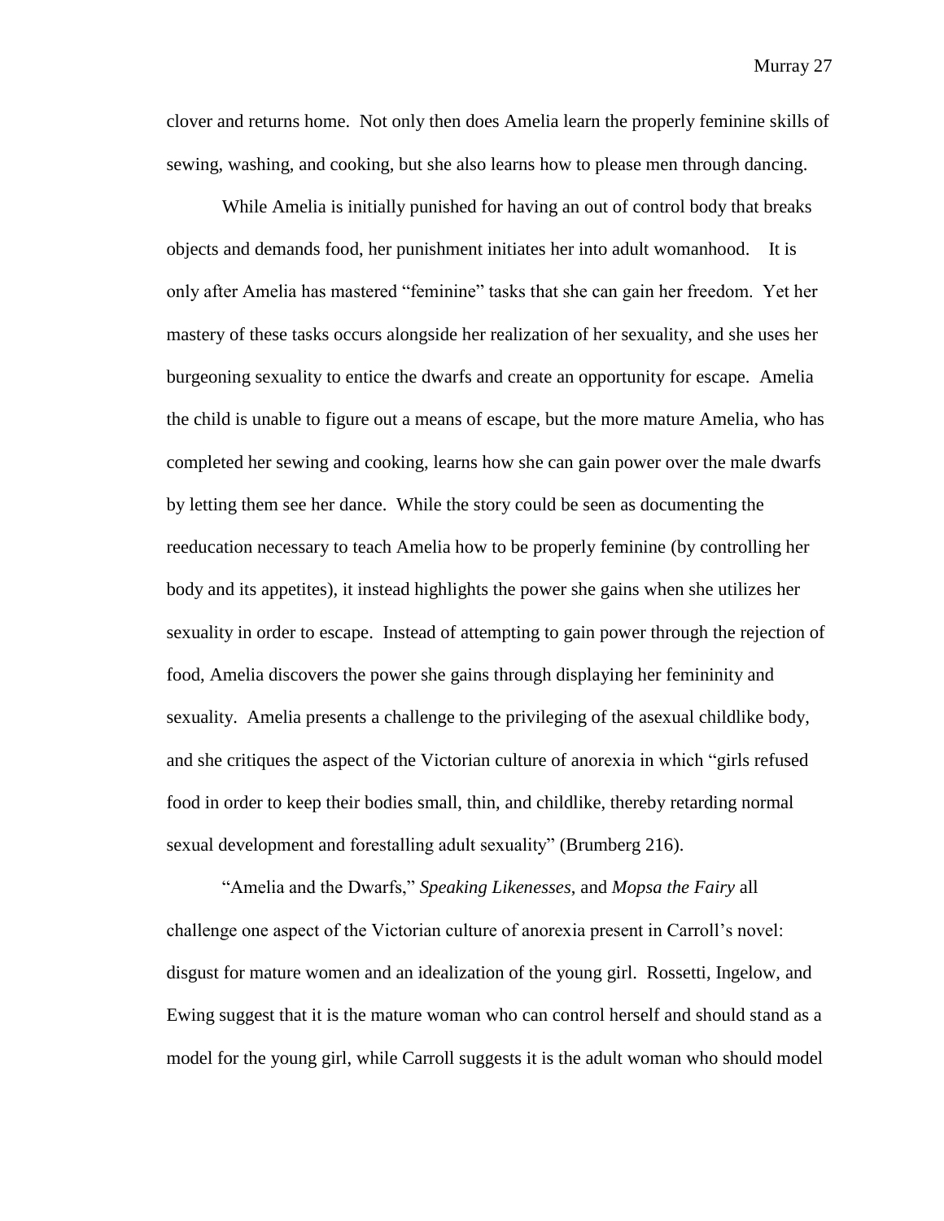clover and returns home. Not only then does Amelia learn the properly feminine skills of sewing, washing, and cooking, but she also learns how to please men through dancing.

While Amelia is initially punished for having an out of control body that breaks objects and demands food, her punishment initiates her into adult womanhood. It is only after Amelia has mastered "feminine" tasks that she can gain her freedom. Yet her mastery of these tasks occurs alongside her realization of her sexuality, and she uses her burgeoning sexuality to entice the dwarfs and create an opportunity for escape. Amelia the child is unable to figure out a means of escape, but the more mature Amelia, who has completed her sewing and cooking, learns how she can gain power over the male dwarfs by letting them see her dance. While the story could be seen as documenting the reeducation necessary to teach Amelia how to be properly feminine (by controlling her body and its appetites), it instead highlights the power she gains when she utilizes her sexuality in order to escape. Instead of attempting to gain power through the rejection of food, Amelia discovers the power she gains through displaying her femininity and sexuality. Amelia presents a challenge to the privileging of the asexual childlike body, and she critiques the aspect of the Victorian culture of anorexia in which "girls refused food in order to keep their bodies small, thin, and childlike, thereby retarding normal sexual development and forestalling adult sexuality" (Brumberg 216).

"Amelia and the Dwarfs," *Speaking Likenesses*, and *Mopsa the Fairy* all challenge one aspect of the Victorian culture of anorexia present in Carroll's novel: disgust for mature women and an idealization of the young girl. Rossetti, Ingelow, and Ewing suggest that it is the mature woman who can control herself and should stand as a model for the young girl, while Carroll suggests it is the adult woman who should model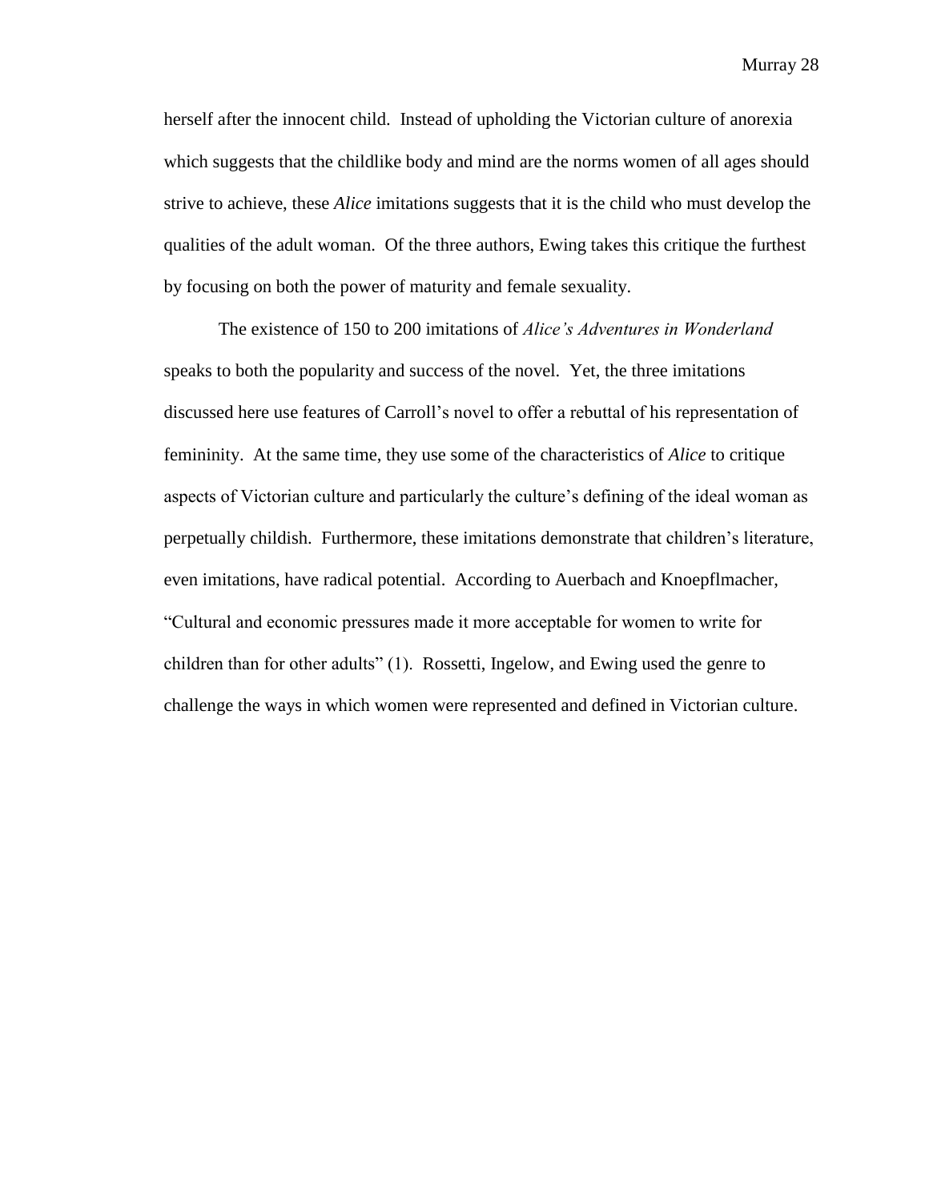herself after the innocent child. Instead of upholding the Victorian culture of anorexia which suggests that the childlike body and mind are the norms women of all ages should strive to achieve, these *Alice* imitations suggests that it is the child who must develop the qualities of the adult woman. Of the three authors, Ewing takes this critique the furthest by focusing on both the power of maturity and female sexuality.

The existence of 150 to 200 imitations of *Alice's Adventures in Wonderland* speaks to both the popularity and success of the novel. Yet, the three imitations discussed here use features of Carroll's novel to offer a rebuttal of his representation of femininity. At the same time, they use some of the characteristics of *Alice* to critique aspects of Victorian culture and particularly the culture's defining of the ideal woman as perpetually childish. Furthermore, these imitations demonstrate that children's literature, even imitations, have radical potential. According to Auerbach and Knoepflmacher, "Cultural and economic pressures made it more acceptable for women to write for children than for other adults" (1). Rossetti, Ingelow, and Ewing used the genre to challenge the ways in which women were represented and defined in Victorian culture.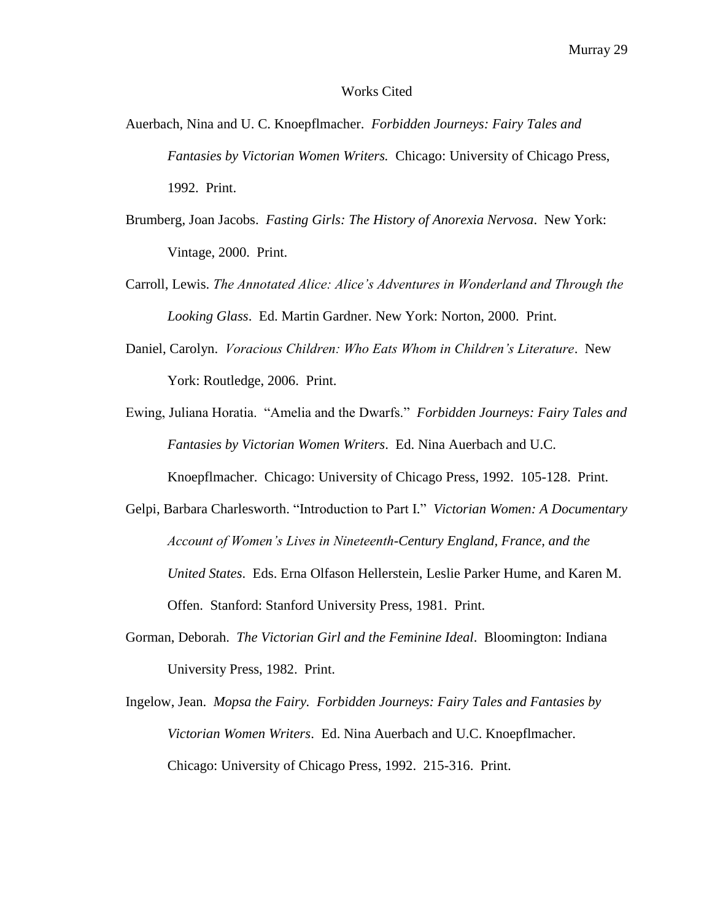# Works Cited

Auerbach, Nina and U. C. Knoepflmacher. *Forbidden Journeys: Fairy Tales and Fantasies by Victorian Women Writers.* Chicago: University of Chicago Press, 1992. Print.

Brumberg, Joan Jacobs. *Fasting Girls: The History of Anorexia Nervosa*. New York: Vintage, 2000. Print.

Carroll, Lewis. *The Annotated Alice: Alice's Adventures in Wonderland and Through the Looking Glass*. Ed. Martin Gardner. New York: Norton, 2000. Print.

Daniel, Carolyn. *Voracious Children: Who Eats Whom in Children's Literature*. New York: Routledge, 2006. Print.

Ewing, Juliana Horatia. "Amelia and the Dwarfs." *Forbidden Journeys: Fairy Tales and Fantasies by Victorian Women Writers*. Ed. Nina Auerbach and U.C. Knoepflmacher. Chicago: University of Chicago Press, 1992. 105-128. Print.

Gelpi, Barbara Charlesworth. "Introduction to Part I." *Victorian Women: A Documentary Account of Women's Lives in Nineteenth-Century England, France, and the United States*. Eds. Erna Olfason Hellerstein, Leslie Parker Hume, and Karen M. Offen. Stanford: Stanford University Press, 1981. Print.

Gorman, Deborah. *The Victorian Girl and the Feminine Ideal*. Bloomington: Indiana University Press, 1982. Print.

Ingelow, Jean. *Mopsa the Fairy. Forbidden Journeys: Fairy Tales and Fantasies by Victorian Women Writers*. Ed. Nina Auerbach and U.C. Knoepflmacher. Chicago: University of Chicago Press, 1992. 215-316. Print.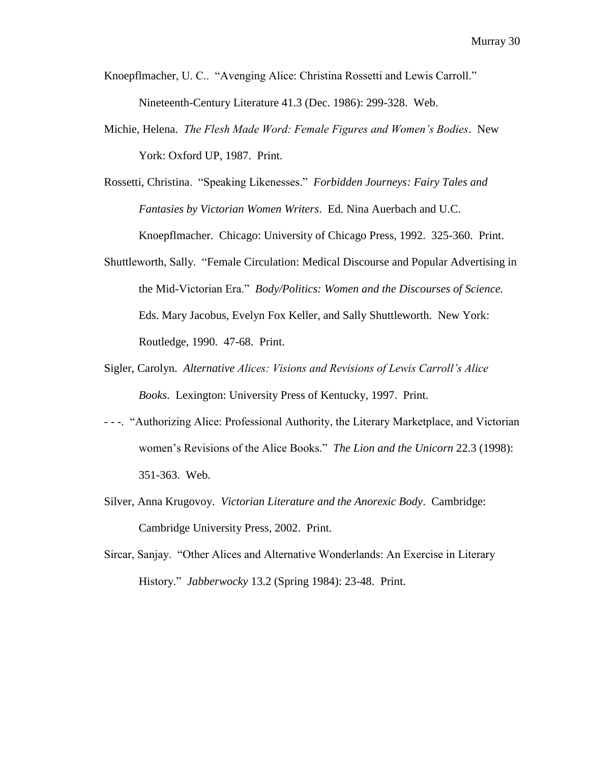Knoepflmacher, U. C.. "Avenging Alice: Christina Rossetti and Lewis Carroll." Nineteenth-Century Literature 41.3 (Dec. 1986): 299-328. Web.

Michie, Helena. *The Flesh Made Word: Female Figures and Women's Bodies*. New York: Oxford UP, 1987. Print.

Rossetti, Christina. "Speaking Likenesses." *Forbidden Journeys: Fairy Tales and Fantasies by Victorian Women Writers*. Ed. Nina Auerbach and U.C. Knoepflmacher. Chicago: University of Chicago Press, 1992. 325-360. Print.

Shuttleworth, Sally. "Female Circulation: Medical Discourse and Popular Advertising in the Mid-Victorian Era." *Body/Politics: Women and the Discourses of Science.* Eds. Mary Jacobus, Evelyn Fox Keller, and Sally Shuttleworth. New York: Routledge, 1990. 47-68. Print.

Sigler, Carolyn. *Alternative Alices: Visions and Revisions of Lewis Carroll's Alice Books*. Lexington: University Press of Kentucky, 1997. Print.

- - -. "Authorizing Alice: Professional Authority, the Literary Marketplace, and Victorian women's Revisions of the Alice Books." *The Lion and the Unicorn* 22.3 (1998): 351-363. Web.

Silver, Anna Krugovoy. *Victorian Literature and the Anorexic Body*. Cambridge: Cambridge University Press, 2002. Print.

Sircar, Sanjay. "Other Alices and Alternative Wonderlands: An Exercise in Literary History." *Jabberwocky* 13.2 (Spring 1984): 23-48. Print.